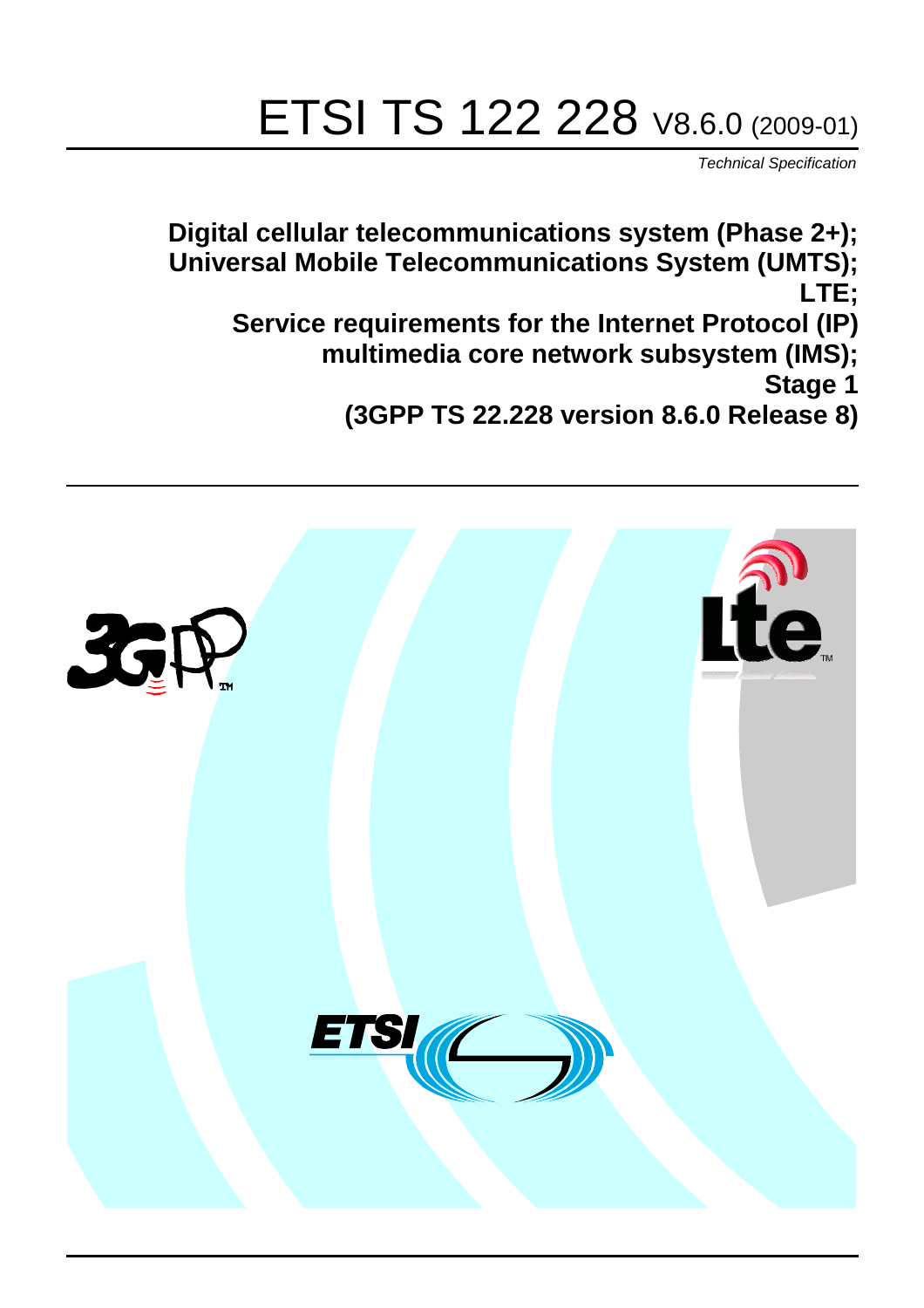# ETSI TS 122 228 V8.6.0 (2009-01)

*Technical Specification*

**Digital cellular telecommunications system (Phase 2+);
Universal Mobile Telecommunications System (UMTS);
LTE;
Service requirements for the Internet Protocol (IP)
multimedia core network subsystem (IMS);
Stage 1
(3GPP TS 22.228 version 8.6.0 Release 8)**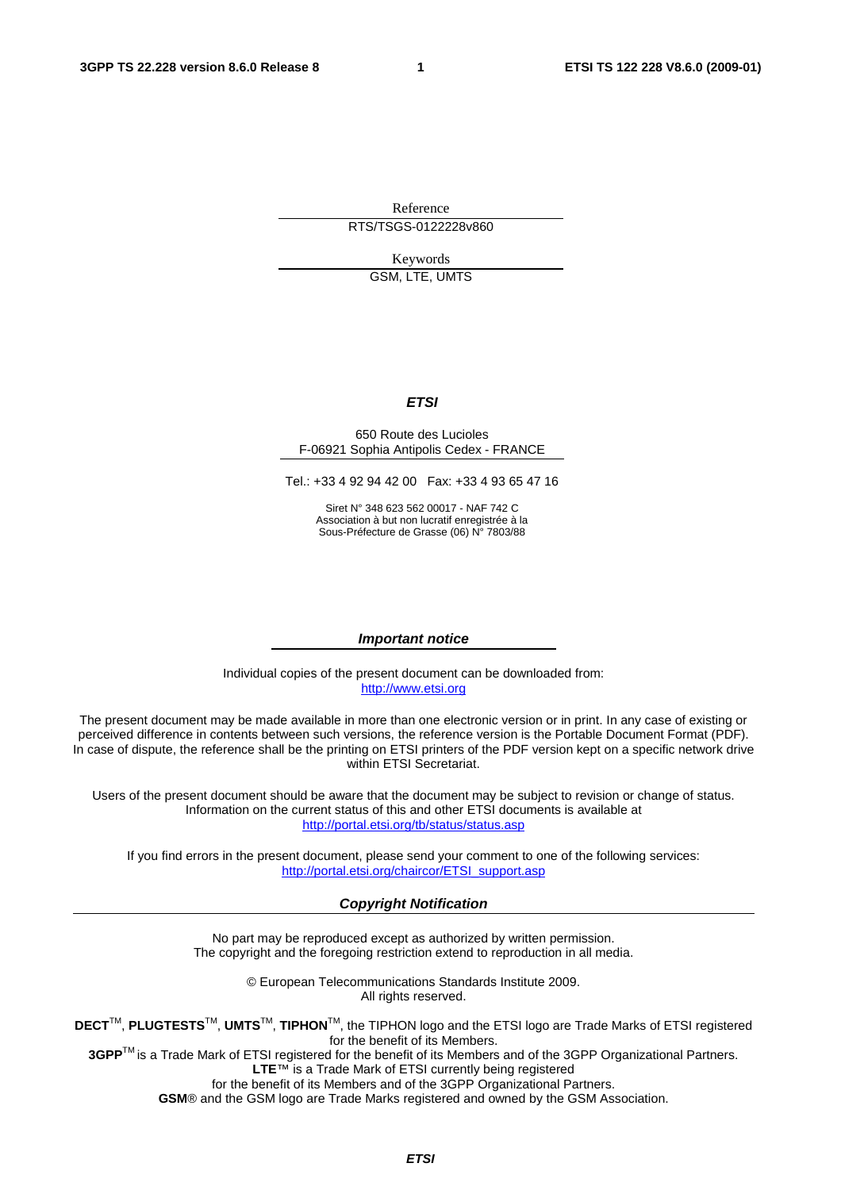Reference

RTS/TSGS-0122228v860

Keywords

GSM, LTE, UMTS

***ETSI***

650 Route des Lucioles
F-06921 Sophia Antipolis Cedex - FRANCE

Tel.: +33 4 92 94 42 00 Fax: +33 4 93 65 47 16

Siret N° 348 623 562 00017 - NAF 742 C
Association à but non lucratif enregistrée à la
Sous-Préfecture de Grasse (06) N° 7803/88

***Important notice***

Individual copies of the present document can be downloaded from:
http://www.etsi.org

The present document may be made available in more than one electronic version or in print. In any case of existing or perceived difference in contents between such versions, the reference version is the Portable Document Format (PDF). In case of dispute, the reference shall be the printing on ETSI printers of the PDF version kept on a specific network drive within ETSI Secretariat.

Users of the present document should be aware that the document may be subject to revision or change of status. Information on the current status of this and other ETSI documents is available at
http://portal.etsi.org/tb/status/status.asp

If you find errors in the present document, please send your comment to one of the following services:
http://portal.etsi.org/chaircor/ETSI_support.asp

***Copyright Notification***

No part may be reproduced except as authorized by written permission.
The copyright and the foregoing restriction extend to reproduction in all media.

© European Telecommunications Standards Institute 2009.
All rights reserved.

**DECT**™, **PLUGTESTS**™, **UMTS**™, **TIPHON**™, the TIPHON logo and the ETSI logo are Trade Marks of ETSI registered for the benefit of its Members.
**3GPP**™ is a Trade Mark of ETSI registered for the benefit of its Members and of the 3GPP Organizational Partners.
**LTE**™ is a Trade Mark of ETSI currently being registered
for the benefit of its Members and of the 3GPP Organizational Partners.
**GSM**® and the GSM logo are Trade Marks registered and owned by the GSM Association.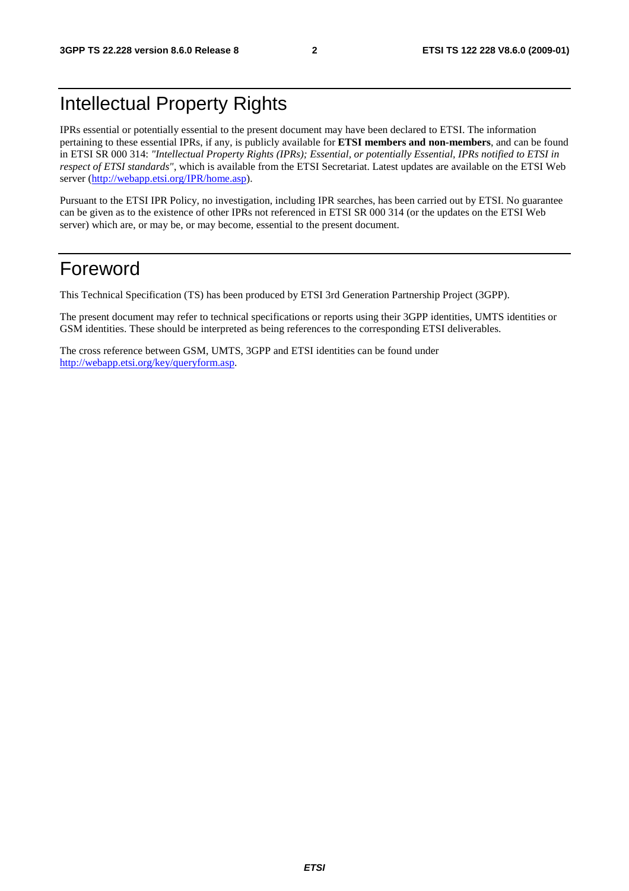# Intellectual Property Rights

IPRs essential or potentially essential to the present document may have been declared to ETSI. The information pertaining to these essential IPRs, if any, is publicly available for **ETSI members and non-members**, and can be found in ETSI SR 000 314: *"Intellectual Property Rights (IPRs); Essential, or potentially Essential, IPRs notified to ETSI in respect of ETSI standards"*, which is available from the ETSI Secretariat. Latest updates are available on the ETSI Web server (http://webapp.etsi.org/IPR/home.asp).

Pursuant to the ETSI IPR Policy, no investigation, including IPR searches, has been carried out by ETSI. No guarantee can be given as to the existence of other IPRs not referenced in ETSI SR 000 314 (or the updates on the ETSI Web server) which are, or may be, or may become, essential to the present document.

# Foreword

This Technical Specification (TS) has been produced by ETSI 3rd Generation Partnership Project (3GPP).

The present document may refer to technical specifications or reports using their 3GPP identities, UMTS identities or GSM identities. These should be interpreted as being references to the corresponding ETSI deliverables.

The cross reference between GSM, UMTS, 3GPP and ETSI identities can be found under http://webapp.etsi.org/key/queryform.asp.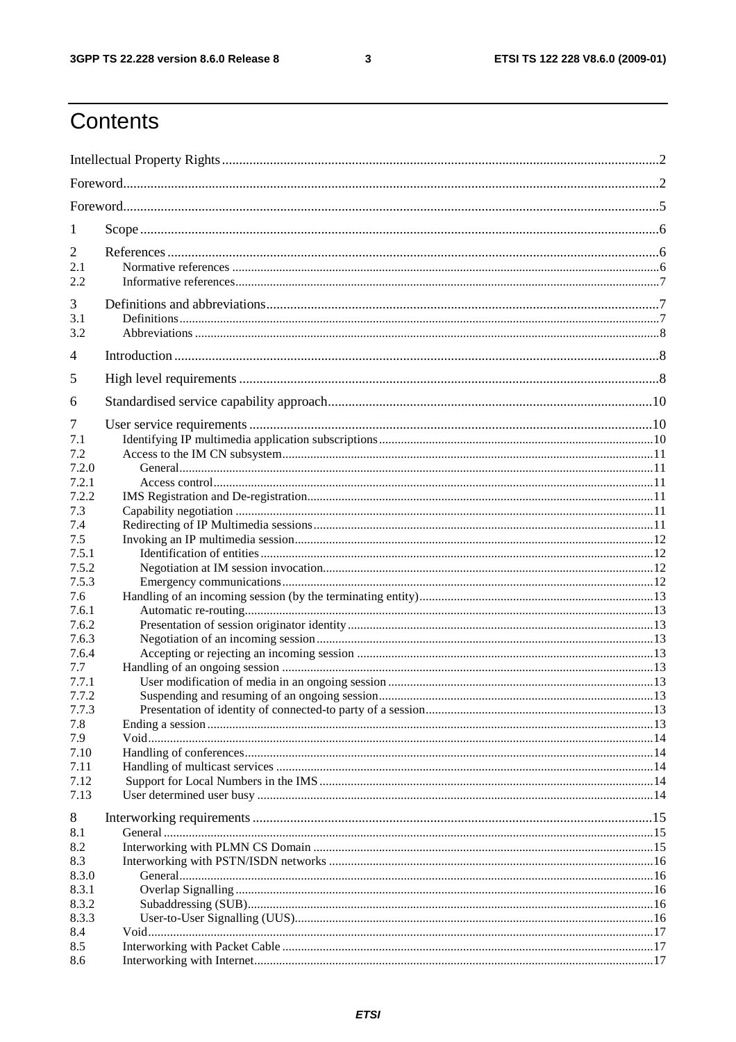# Contents

Intellectual Property Rights ......................................................................................................................2

Foreword......................................................................................................................................................2

Foreword......................................................................................................................................................5

1 Scope ........................................................................................................................................................6

2 References ................................................................................................................................................6
2.1 Normative references ..............................................................................................................................6
2.2 Informative references..............................................................................................................................7

3 Definitions and abbreviations.....................................................................................................................7
3.1 Definitions..............................................................................................................................................7
3.2 Abbreviations ..........................................................................................................................................8

4 Introduction ...............................................................................................................................................8

5 High level requirements ...........................................................................................................................8

6 Standardised service capability approach................................................................................................10

7 User service requirements .......................................................................................................................10
7.1 Identifying IP multimedia application subscriptions..............................................................................10
7.2 Access to the IM CN subsystem............................................................................................................11
7.2.0 General..............................................................................................................................................11
7.2.1 Access control...................................................................................................................................11
7.2.2 IMS Registration and De-registration..................................................................................................11
7.3 Capability negotiation ..........................................................................................................................11
7.4 Redirecting of IP Multimedia sessions...................................................................................................11
7.5 Invoking an IP multimedia session........................................................................................................12
7.5.1 Identification of entities .....................................................................................................................12
7.5.2 Negotiation at IM session invocation..................................................................................................12
7.5.3 Emergency communications...............................................................................................................12
7.6 Handling of an incoming session (by the terminating entity)..................................................................13
7.6.1 Automatic re-routing..........................................................................................................................13
7.6.2 Presentation of session originator identity ...........................................................................................13
7.6.3 Negotiation of an incoming session ....................................................................................................13
7.6.4 Accepting or rejecting an incoming session ........................................................................................13
7.7 Handling of an ongoing session ............................................................................................................13
7.7.1 User modification of media in an ongoing session ..............................................................................13
7.7.2 Suspending and resuming of an ongoing session.................................................................................13
7.7.3 Presentation of identity of connected-to party of a session...................................................................13
7.8 Ending a session...................................................................................................................................13
7.9 Void.....................................................................................................................................................14
7.10 Handling of conferences......................................................................................................................14
7.11 Handling of multicast services .............................................................................................................14
7.12 Support for Local Numbers in the IMS .................................................................................................14
7.13 User determined user busy ...................................................................................................................14

8 Interworking requirements ......................................................................................................................15
8.1 General ................................................................................................................................................15
8.2 Interworking with PLMN CS Domain ...................................................................................................15
8.3 Interworking with PSTN/ISDN networks ..............................................................................................16
8.3.0 General..............................................................................................................................................16
8.3.1 Overlap Signalling.............................................................................................................................16
8.3.2 Subaddressing (SUB).........................................................................................................................16
8.3.3 User-to-User Signalling (UUS)...........................................................................................................16
8.4 Void.....................................................................................................................................................17
8.5 Interworking with Packet Cable ............................................................................................................17
8.6 Interworking with Internet.....................................................................................................................17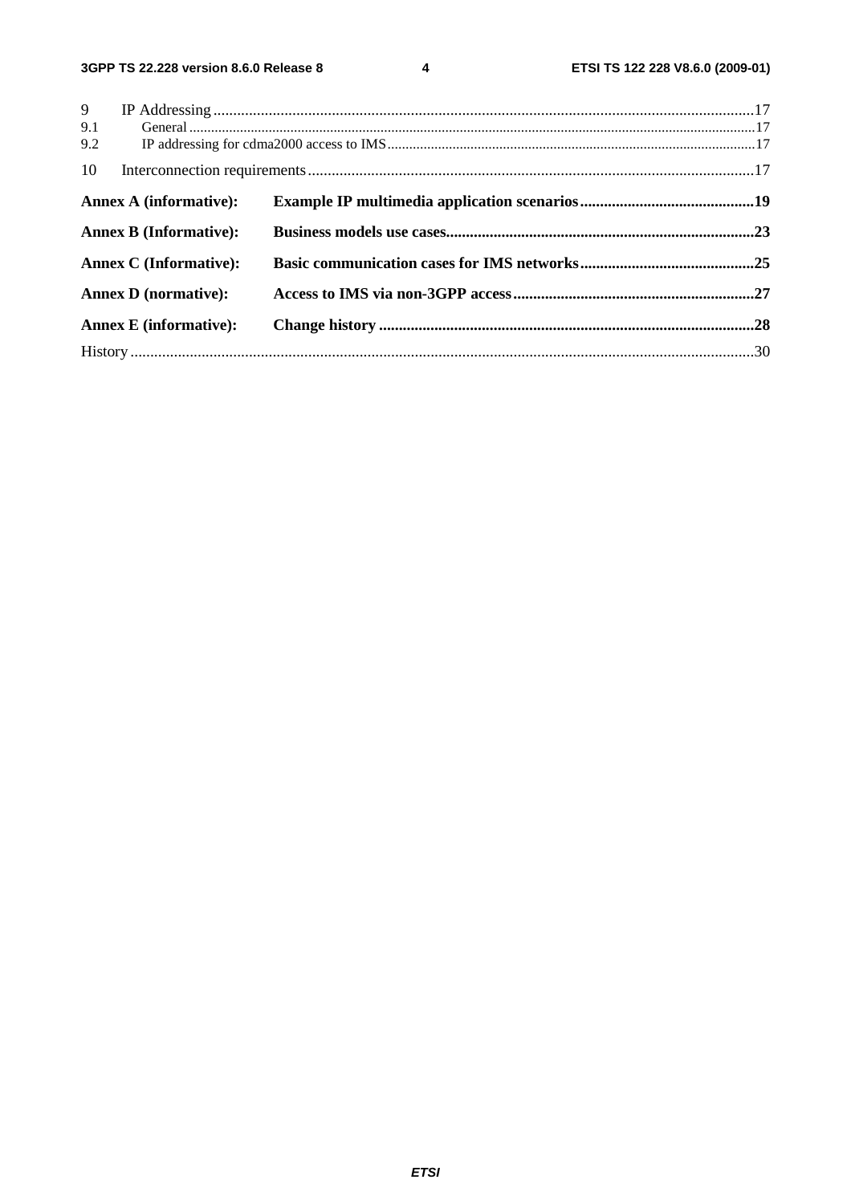9 IP Addressing ........................................................................................................................................17
9.1 General ..............................................................................................................................................17
9.2 IP addressing for cdma2000 access to IMS ......................................................................................17

10 Interconnection requirements ................................................................................................................17

**Annex A (informative): Example IP multimedia application scenarios ............................................19**

**Annex B (Informative): Business models use cases.............................................................................23**

**Annex C (Informative): Basic communication cases for IMS networks ............................................25**

**Annex D (normative): Access to IMS via non-3GPP access .............................................................27**

**Annex E (informative): Change history ..............................................................................................28**

History ..............................................................................................................................................................30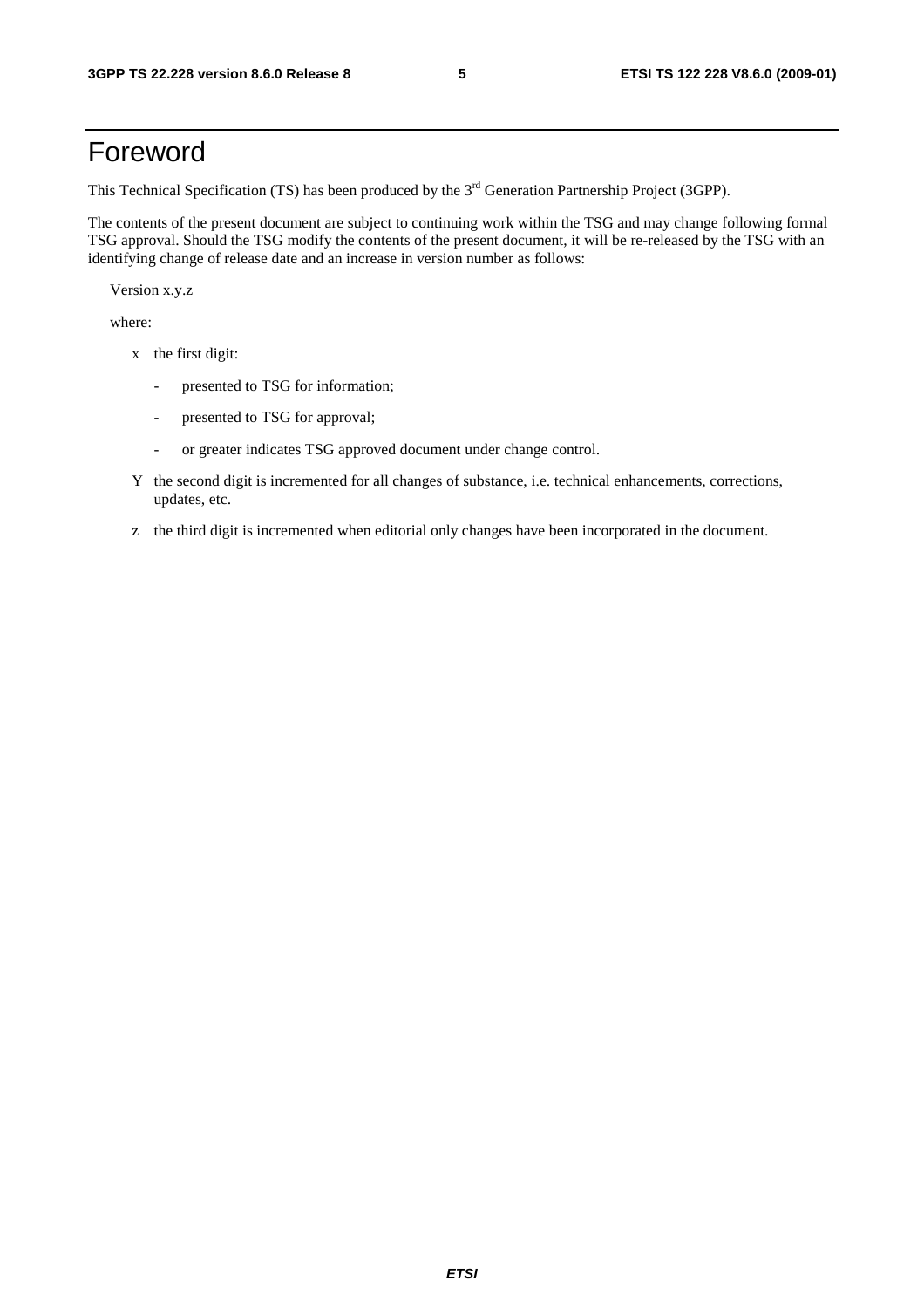# Foreword

This Technical Specification (TS) has been produced by the 3rd Generation Partnership Project (3GPP).

The contents of the present document are subject to continuing work within the TSG and may change following formal TSG approval. Should the TSG modify the contents of the present document, it will be re-released by the TSG with an identifying change of release date and an increase in version number as follows:

Version x.y.z

where:

x the first digit:

- presented to TSG for information;
- presented to TSG for approval;
- or greater indicates TSG approved document under change control.

Y the second digit is incremented for all changes of substance, i.e. technical enhancements, corrections, updates, etc.

z the third digit is incremented when editorial only changes have been incorporated in the document.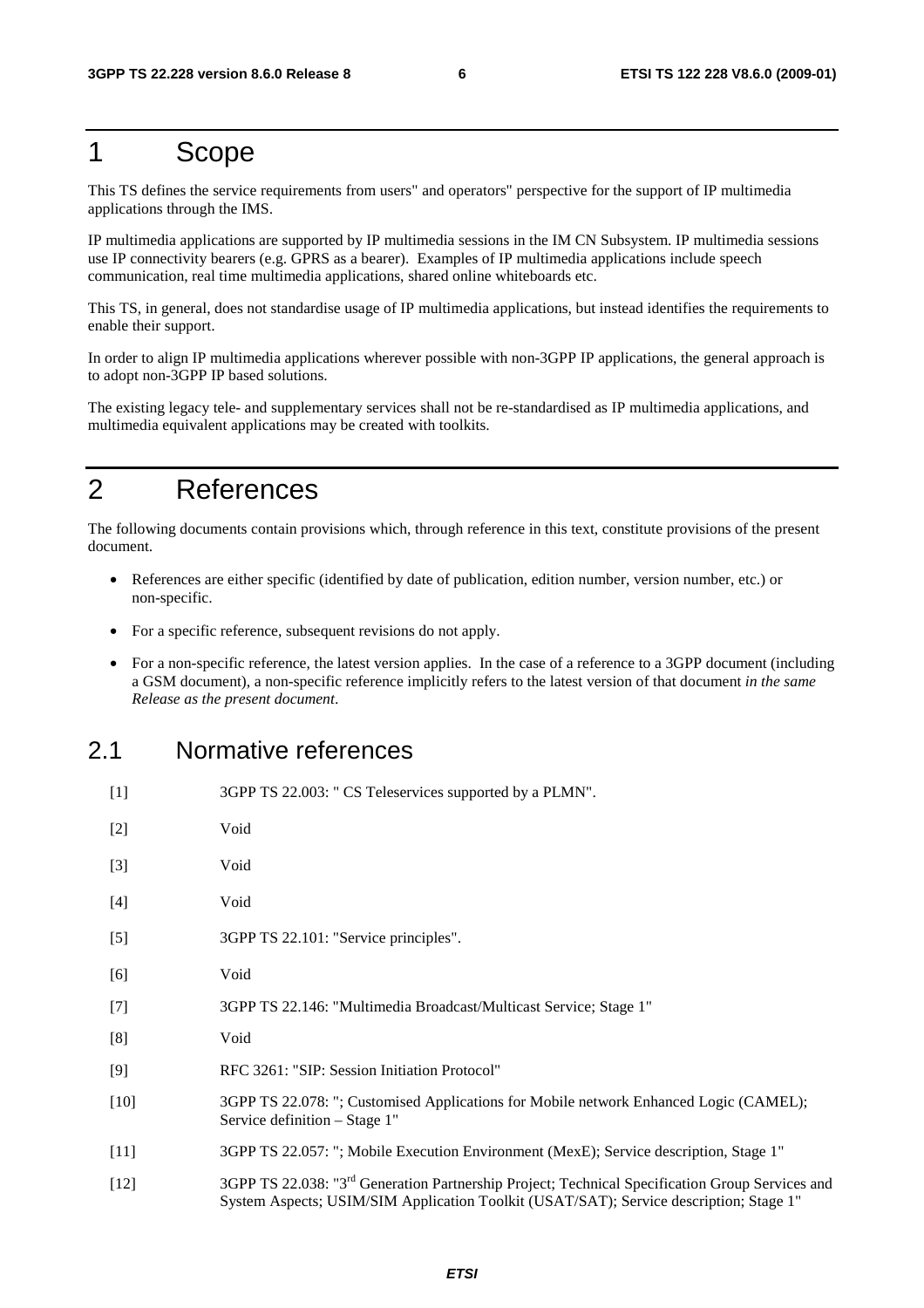# 1 Scope

This TS defines the service requirements from users" and operators" perspective for the support of IP multimedia applications through the IMS.

IP multimedia applications are supported by IP multimedia sessions in the IM CN Subsystem. IP multimedia sessions use IP connectivity bearers (e.g. GPRS as a bearer). Examples of IP multimedia applications include speech communication, real time multimedia applications, shared online whiteboards etc.

This TS, in general, does not standardise usage of IP multimedia applications, but instead identifies the requirements to enable their support.

In order to align IP multimedia applications wherever possible with non-3GPP IP applications, the general approach is to adopt non-3GPP IP based solutions.

The existing legacy tele- and supplementary services shall not be re-standardised as IP multimedia applications, and multimedia equivalent applications may be created with toolkits.

# 2 References

The following documents contain provisions which, through reference in this text, constitute provisions of the present document.

- References are either specific (identified by date of publication, edition number, version number, etc.) or non-specific.
- For a specific reference, subsequent revisions do not apply.
- For a non-specific reference, the latest version applies. In the case of a reference to a 3GPP document (including a GSM document), a non-specific reference implicitly refers to the latest version of that document *in the same Release as the present document*.

## 2.1 Normative references

[1] 3GPP TS 22.003: " CS Teleservices supported by a PLMN".

[2] Void

[3] Void

[4] Void

[5] 3GPP TS 22.101: "Service principles".

[6] Void

[7] 3GPP TS 22.146: "Multimedia Broadcast/Multicast Service; Stage 1"

[8] Void

[9] RFC 3261: "SIP: Session Initiation Protocol"

[10] 3GPP TS 22.078: "; Customised Applications for Mobile network Enhanced Logic (CAMEL); Service definition – Stage 1"

[11] 3GPP TS 22.057: "; Mobile Execution Environment (MexE); Service description, Stage 1"

[12] 3GPP TS 22.038: "3rd Generation Partnership Project; Technical Specification Group Services and System Aspects; USIM/SIM Application Toolkit (USAT/SAT); Service description; Stage 1"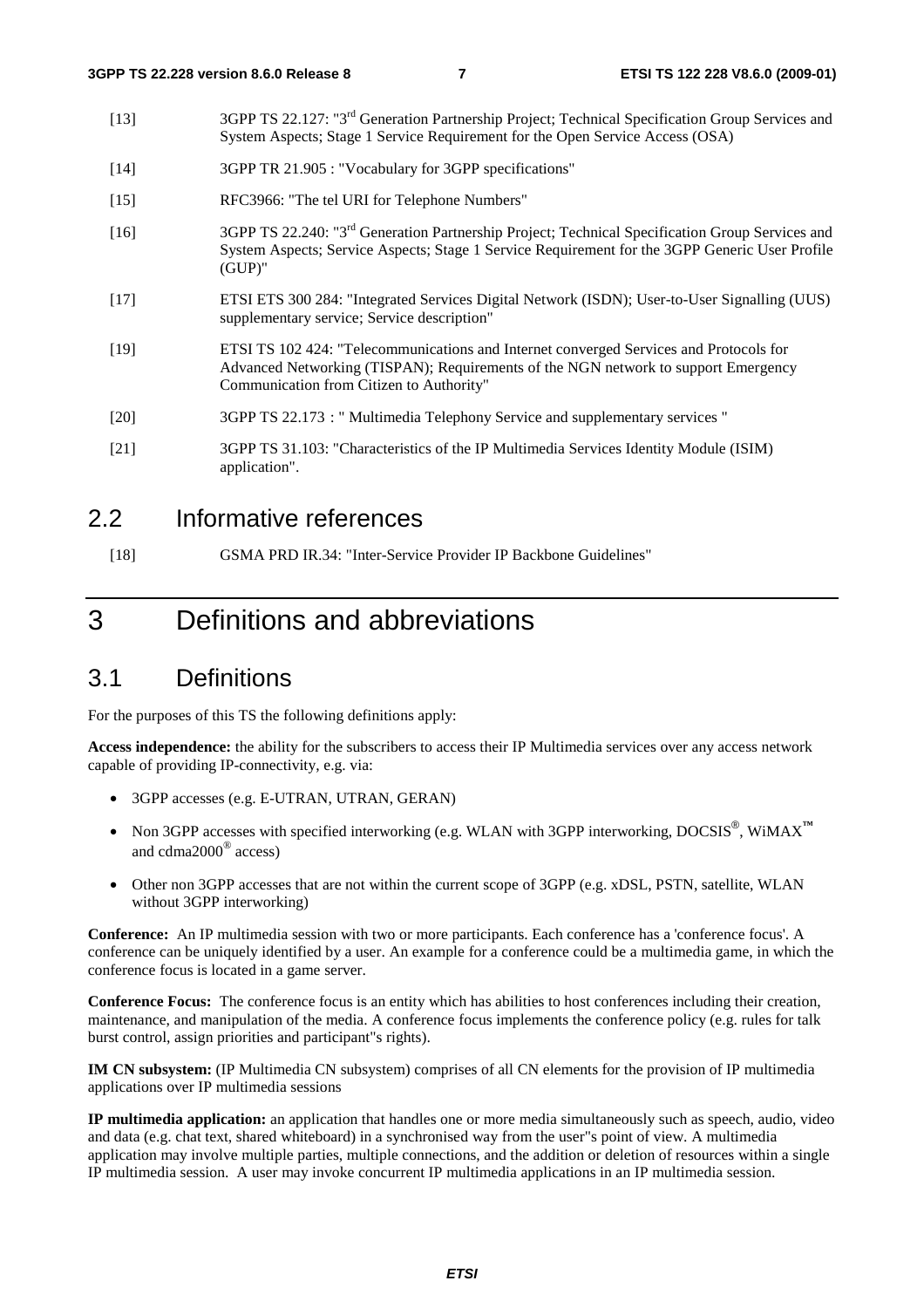[13] 3GPP TS 22.127: "3rd Generation Partnership Project; Technical Specification Group Services and System Aspects; Stage 1 Service Requirement for the Open Service Access (OSA)

[14] 3GPP TR 21.905 : "Vocabulary for 3GPP specifications"

[15] RFC3966: "The tel URI for Telephone Numbers"

[16] 3GPP TS 22.240: "3rd Generation Partnership Project; Technical Specification Group Services and System Aspects; Service Aspects; Stage 1 Service Requirement for the 3GPP Generic User Profile (GUP)"

[17] ETSI ETS 300 284: "Integrated Services Digital Network (ISDN); User-to-User Signalling (UUS) supplementary service; Service description"

[19] ETSI TS 102 424: "Telecommunications and Internet converged Services and Protocols for Advanced Networking (TISPAN); Requirements of the NGN network to support Emergency Communication from Citizen to Authority"

[20] 3GPP TS 22.173 : " Multimedia Telephony Service and supplementary services "

[21] 3GPP TS 31.103: "Characteristics of the IP Multimedia Services Identity Module (ISIM) application".

## 2.2 Informative references

[18] GSMA PRD IR.34: "Inter-Service Provider IP Backbone Guidelines"

# 3 Definitions and abbreviations

## 3.1 Definitions

For the purposes of this TS the following definitions apply:

**Access independence:** the ability for the subscribers to access their IP Multimedia services over any access network capable of providing IP-connectivity, e.g. via:

- 3GPP accesses (e.g. E-UTRAN, UTRAN, GERAN)
- Non 3GPP accesses with specified interworking (e.g. WLAN with 3GPP interworking, DOCSIS®, WiMAX™ and cdma2000® access)
- Other non 3GPP accesses that are not within the current scope of 3GPP (e.g. xDSL, PSTN, satellite, WLAN without 3GPP interworking)

**Conference:** An IP multimedia session with two or more participants. Each conference has a 'conference focus'. A conference can be uniquely identified by a user. An example for a conference could be a multimedia game, in which the conference focus is located in a game server.

**Conference Focus:** The conference focus is an entity which has abilities to host conferences including their creation, maintenance, and manipulation of the media. A conference focus implements the conference policy (e.g. rules for talk burst control, assign priorities and participant"s rights).

**IM CN subsystem:** (IP Multimedia CN subsystem) comprises of all CN elements for the provision of IP multimedia applications over IP multimedia sessions

**IP multimedia application:** an application that handles one or more media simultaneously such as speech, audio, video and data (e.g. chat text, shared whiteboard) in a synchronised way from the user"s point of view. A multimedia application may involve multiple parties, multiple connections, and the addition or deletion of resources within a single IP multimedia session. A user may invoke concurrent IP multimedia applications in an IP multimedia session.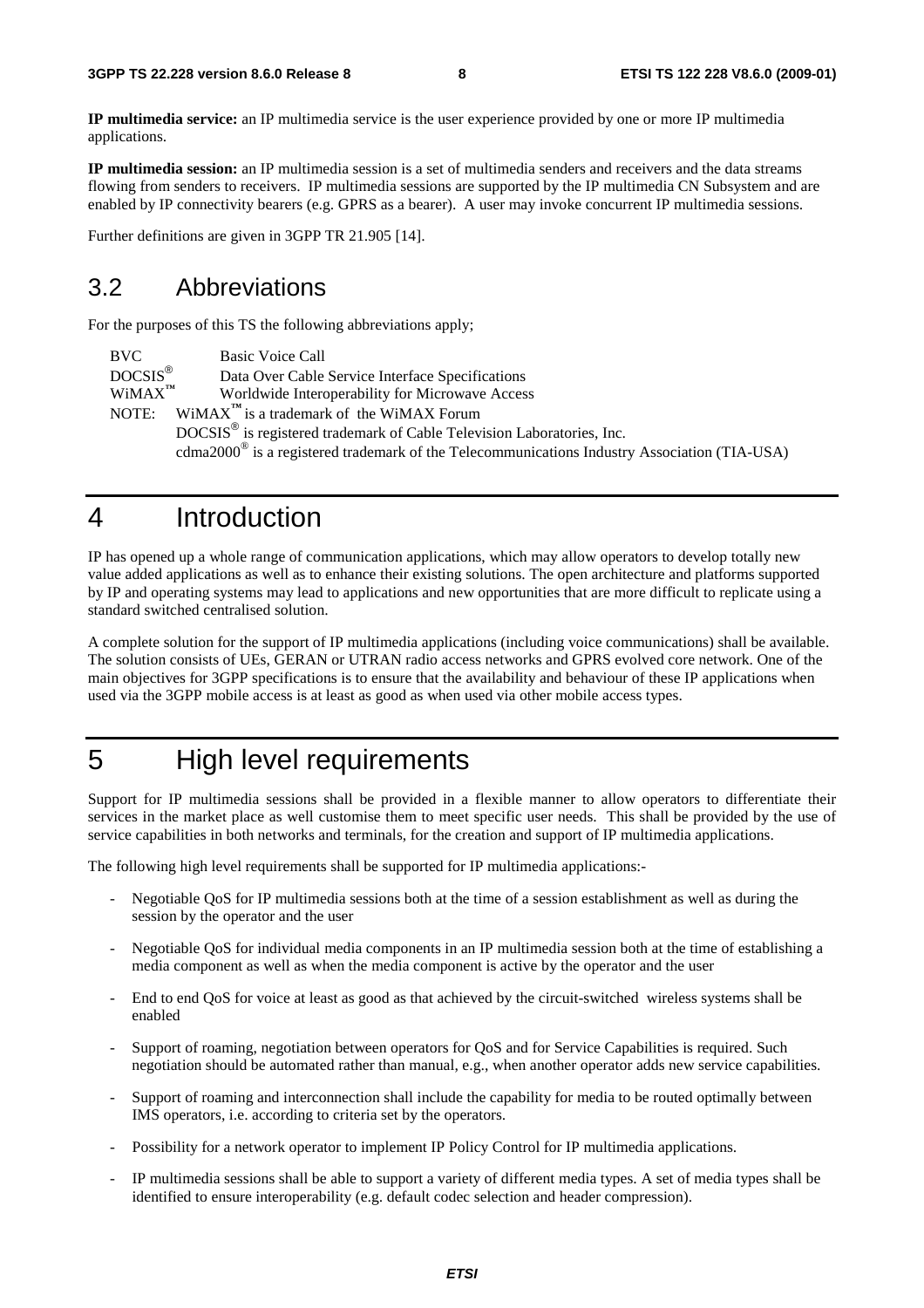**IP multimedia service:** an IP multimedia service is the user experience provided by one or more IP multimedia applications.

**IP multimedia session:** an IP multimedia session is a set of multimedia senders and receivers and the data streams flowing from senders to receivers. IP multimedia sessions are supported by the IP multimedia CN Subsystem and are enabled by IP connectivity bearers (e.g. GPRS as a bearer). A user may invoke concurrent IP multimedia sessions.

Further definitions are given in 3GPP TR 21.905 [14].

## 3.2 Abbreviations

For the purposes of this TS the following abbreviations apply;

BVC Basic Voice Call
DOCSIS® Data Over Cable Service Interface Specifications
WiMAX™ Worldwide Interoperability for Microwave Access

NOTE: WiMAX™ is a trademark of the WiMAX Forum
DOCSIS® is registered trademark of Cable Television Laboratories, Inc.
cdma2000® is a registered trademark of the Telecommunications Industry Association (TIA-USA)

# 4 Introduction

IP has opened up a whole range of communication applications, which may allow operators to develop totally new value added applications as well as to enhance their existing solutions. The open architecture and platforms supported by IP and operating systems may lead to applications and new opportunities that are more difficult to replicate using a standard switched centralised solution.

A complete solution for the support of IP multimedia applications (including voice communications) shall be available. The solution consists of UEs, GERAN or UTRAN radio access networks and GPRS evolved core network. One of the main objectives for 3GPP specifications is to ensure that the availability and behaviour of these IP applications when used via the 3GPP mobile access is at least as good as when used via other mobile access types.

# 5 High level requirements

Support for IP multimedia sessions shall be provided in a flexible manner to allow operators to differentiate their services in the market place as well customise them to meet specific user needs. This shall be provided by the use of service capabilities in both networks and terminals, for the creation and support of IP multimedia applications.

The following high level requirements shall be supported for IP multimedia applications:-

- Negotiable QoS for IP multimedia sessions both at the time of a session establishment as well as during the session by the operator and the user
- Negotiable QoS for individual media components in an IP multimedia session both at the time of establishing a media component as well as when the media component is active by the operator and the user
- End to end QoS for voice at least as good as that achieved by the circuit-switched wireless systems shall be enabled
- Support of roaming, negotiation between operators for QoS and for Service Capabilities is required. Such negotiation should be automated rather than manual, e.g., when another operator adds new service capabilities.
- Support of roaming and interconnection shall include the capability for media to be routed optimally between IMS operators, i.e. according to criteria set by the operators.
- Possibility for a network operator to implement IP Policy Control for IP multimedia applications.
- IP multimedia sessions shall be able to support a variety of different media types. A set of media types shall be identified to ensure interoperability (e.g. default codec selection and header compression).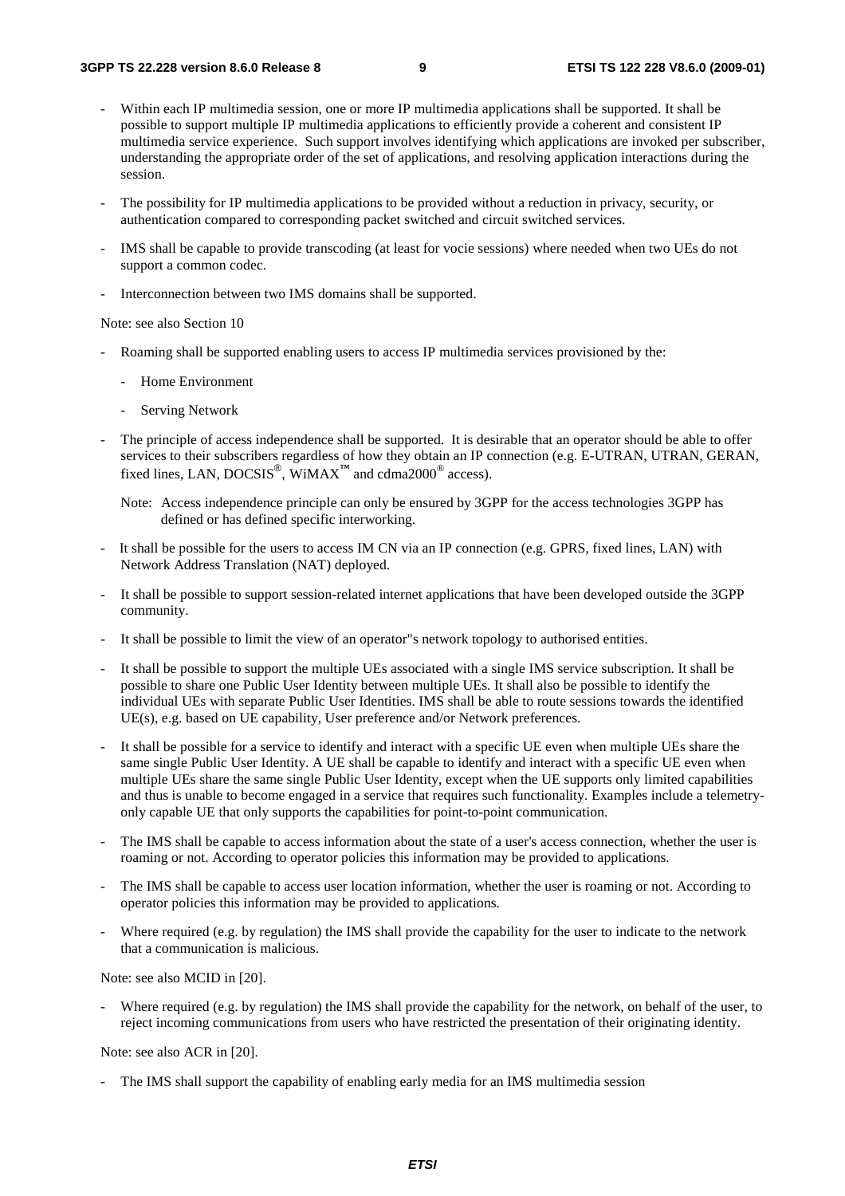- Within each IP multimedia session, one or more IP multimedia applications shall be supported. It shall be possible to support multiple IP multimedia applications to efficiently provide a coherent and consistent IP multimedia service experience. Such support involves identifying which applications are invoked per subscriber, understanding the appropriate order of the set of applications, and resolving application interactions during the session.

- The possibility for IP multimedia applications to be provided without a reduction in privacy, security, or authentication compared to corresponding packet switched and circuit switched services.

- IMS shall be capable to provide transcoding (at least for vocie sessions) where needed when two UEs do not support a common codec.

- Interconnection between two IMS domains shall be supported.

Note: see also Section 10

- Roaming shall be supported enabling users to access IP multimedia services provisioned by the:
  - Home Environment
  - Serving Network

- The principle of access independence shall be supported. It is desirable that an operator should be able to offer services to their subscribers regardless of how they obtain an IP connection (e.g. E-UTRAN, UTRAN, GERAN, fixed lines, LAN, DOCSIS®, WiMAX™ and cdma2000® access).

  Note: Access independence principle can only be ensured by 3GPP for the access technologies 3GPP has defined or has defined specific interworking.

- It shall be possible for the users to access IM CN via an IP connection (e.g. GPRS, fixed lines, LAN) with Network Address Translation (NAT) deployed.

- It shall be possible to support session-related internet applications that have been developed outside the 3GPP community.

- It shall be possible to limit the view of an operator"s network topology to authorised entities.

- It shall be possible to support the multiple UEs associated with a single IMS service subscription. It shall be possible to share one Public User Identity between multiple UEs. It shall also be possible to identify the individual UEs with separate Public User Identities. IMS shall be able to route sessions towards the identified UE(s), e.g. based on UE capability, User preference and/or Network preferences.

- It shall be possible for a service to identify and interact with a specific UE even when multiple UEs share the same single Public User Identity. A UE shall be capable to identify and interact with a specific UE even when multiple UEs share the same single Public User Identity, except when the UE supports only limited capabilities and thus is unable to become engaged in a service that requires such functionality. Examples include a telemetry-only capable UE that only supports the capabilities for point-to-point communication.

- The IMS shall be capable to access information about the state of a user's access connection, whether the user is roaming or not. According to operator policies this information may be provided to applications.

- The IMS shall be capable to access user location information, whether the user is roaming or not. According to operator policies this information may be provided to applications.

- Where required (e.g. by regulation) the IMS shall provide the capability for the user to indicate to the network that a communication is malicious.

Note: see also MCID in [20].

- Where required (e.g. by regulation) the IMS shall provide the capability for the network, on behalf of the user, to reject incoming communications from users who have restricted the presentation of their originating identity.

Note: see also ACR in [20].

- The IMS shall support the capability of enabling early media for an IMS multimedia session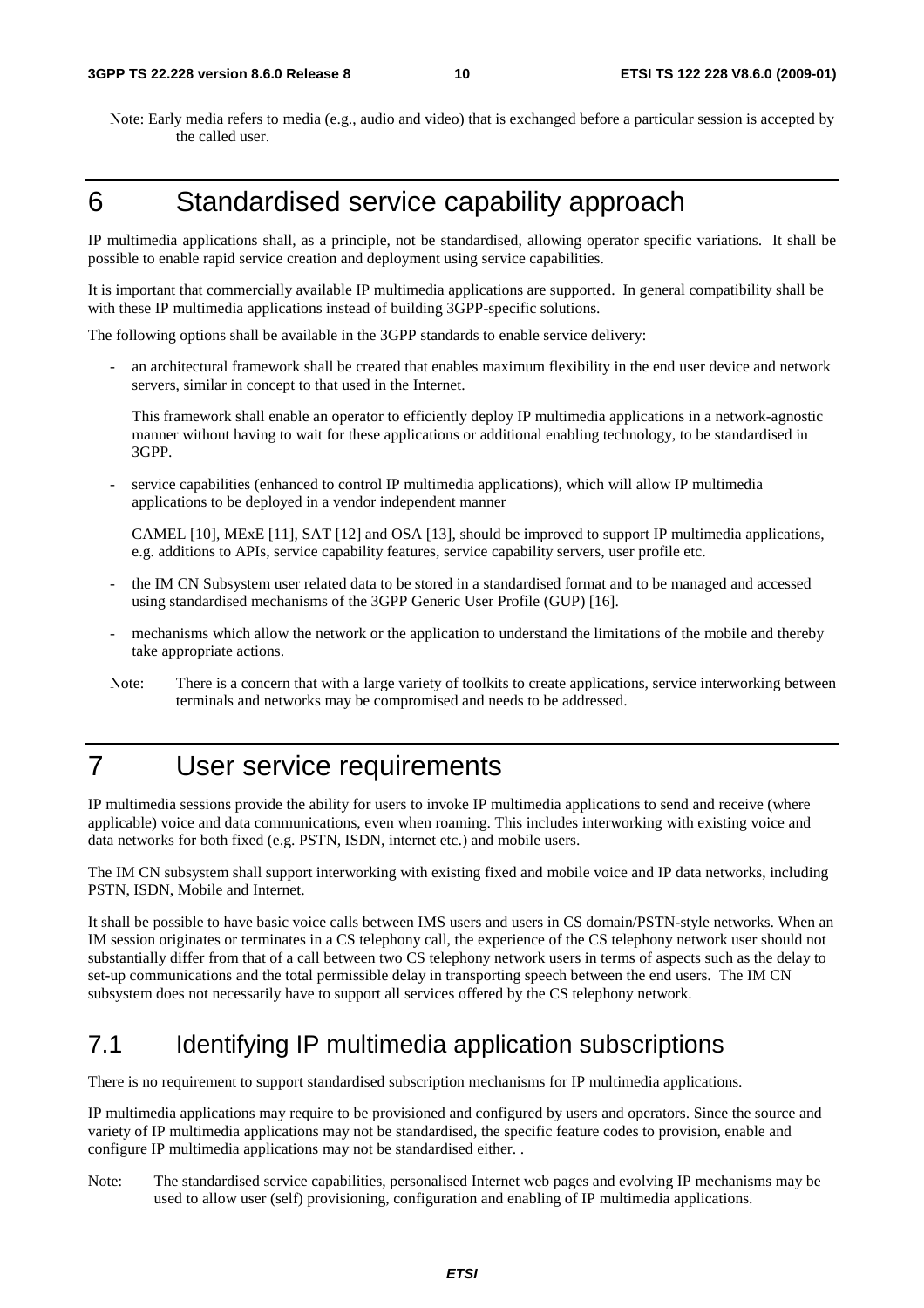Note: Early media refers to media (e.g., audio and video) that is exchanged before a particular session is accepted by the called user.

# 6 Standardised service capability approach

IP multimedia applications shall, as a principle, not be standardised, allowing operator specific variations. It shall be possible to enable rapid service creation and deployment using service capabilities.

It is important that commercially available IP multimedia applications are supported. In general compatibility shall be with these IP multimedia applications instead of building 3GPP-specific solutions.

The following options shall be available in the 3GPP standards to enable service delivery:

- an architectural framework shall be created that enables maximum flexibility in the end user device and network servers, similar in concept to that used in the Internet.

  This framework shall enable an operator to efficiently deploy IP multimedia applications in a network-agnostic manner without having to wait for these applications or additional enabling technology, to be standardised in 3GPP.

- service capabilities (enhanced to control IP multimedia applications), which will allow IP multimedia applications to be deployed in a vendor independent manner

  CAMEL [10], MExE [11], SAT [12] and OSA [13], should be improved to support IP multimedia applications, e.g. additions to APIs, service capability features, service capability servers, user profile etc.

- the IM CN Subsystem user related data to be stored in a standardised format and to be managed and accessed using standardised mechanisms of the 3GPP Generic User Profile (GUP) [16].

- mechanisms which allow the network or the application to understand the limitations of the mobile and thereby take appropriate actions.

Note: There is a concern that with a large variety of toolkits to create applications, service interworking between terminals and networks may be compromised and needs to be addressed.

# 7 User service requirements

IP multimedia sessions provide the ability for users to invoke IP multimedia applications to send and receive (where applicable) voice and data communications, even when roaming. This includes interworking with existing voice and data networks for both fixed (e.g. PSTN, ISDN, internet etc.) and mobile users.

The IM CN subsystem shall support interworking with existing fixed and mobile voice and IP data networks, including PSTN, ISDN, Mobile and Internet.

It shall be possible to have basic voice calls between IMS users and users in CS domain/PSTN-style networks. When an IM session originates or terminates in a CS telephony call, the experience of the CS telephony network user should not substantially differ from that of a call between two CS telephony network users in terms of aspects such as the delay to set-up communications and the total permissible delay in transporting speech between the end users. The IM CN subsystem does not necessarily have to support all services offered by the CS telephony network.

## 7.1 Identifying IP multimedia application subscriptions

There is no requirement to support standardised subscription mechanisms for IP multimedia applications.

IP multimedia applications may require to be provisioned and configured by users and operators. Since the source and variety of IP multimedia applications may not be standardised, the specific feature codes to provision, enable and configure IP multimedia applications may not be standardised either. .

Note: The standardised service capabilities, personalised Internet web pages and evolving IP mechanisms may be used to allow user (self) provisioning, configuration and enabling of IP multimedia applications.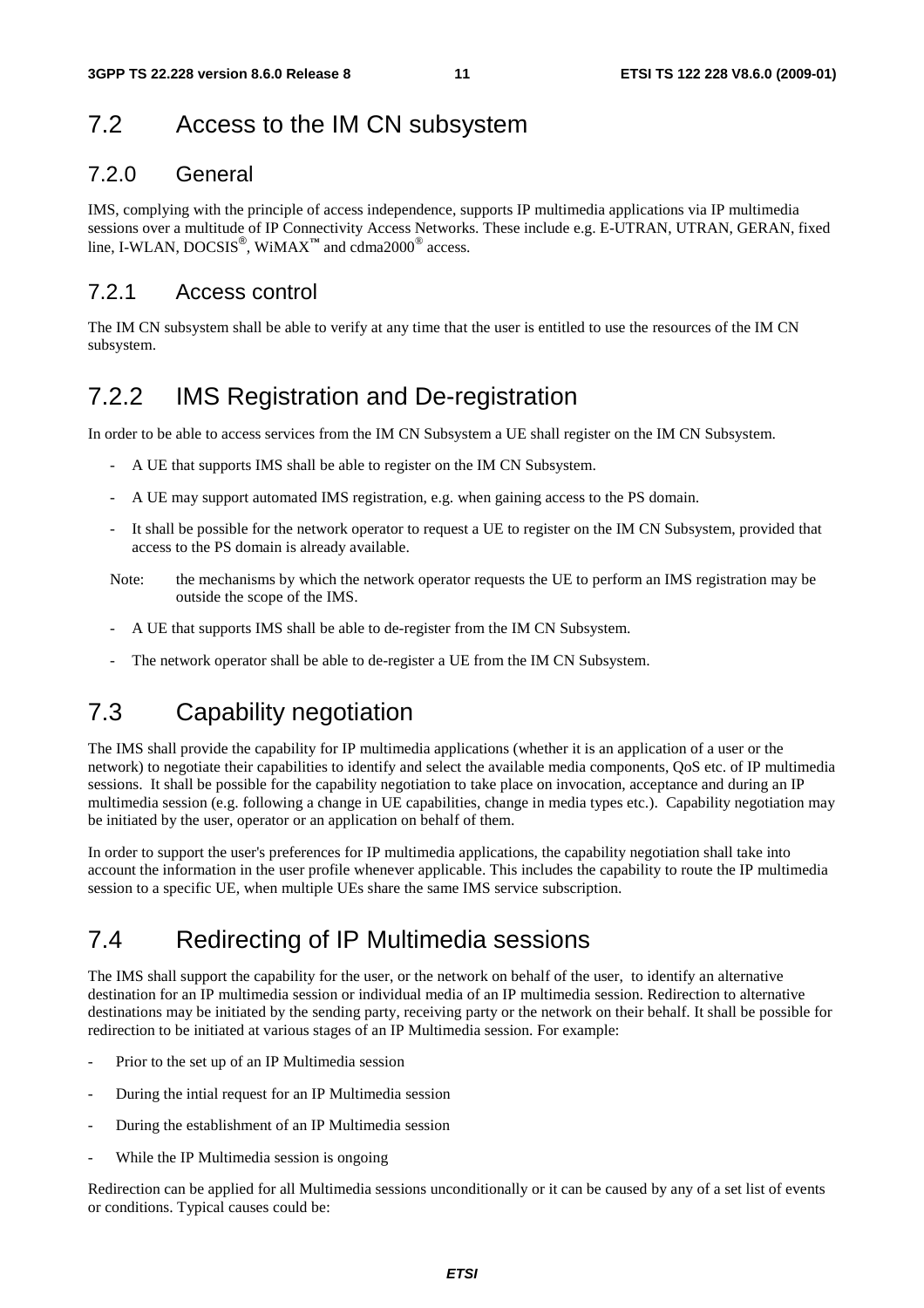## 7.2 Access to the IM CN subsystem

### 7.2.0 General

IMS, complying with the principle of access independence, supports IP multimedia applications via IP multimedia sessions over a multitude of IP Connectivity Access Networks. These include e.g. E-UTRAN, UTRAN, GERAN, fixed line, I-WLAN, DOCSIS®, WiMAX™ and cdma2000® access.

### 7.2.1 Access control

The IM CN subsystem shall be able to verify at any time that the user is entitled to use the resources of the IM CN subsystem.

## 7.2.2 IMS Registration and De-registration

In order to be able to access services from the IM CN Subsystem a UE shall register on the IM CN Subsystem.

- A UE that supports IMS shall be able to register on the IM CN Subsystem.
- A UE may support automated IMS registration, e.g. when gaining access to the PS domain.
- It shall be possible for the network operator to request a UE to register on the IM CN Subsystem, provided that access to the PS domain is already available.

Note: the mechanisms by which the network operator requests the UE to perform an IMS registration may be outside the scope of the IMS.

- A UE that supports IMS shall be able to de-register from the IM CN Subsystem.
- The network operator shall be able to de-register a UE from the IM CN Subsystem.

## 7.3 Capability negotiation

The IMS shall provide the capability for IP multimedia applications (whether it is an application of a user or the network) to negotiate their capabilities to identify and select the available media components, QoS etc. of IP multimedia sessions. It shall be possible for the capability negotiation to take place on invocation, acceptance and during an IP multimedia session (e.g. following a change in UE capabilities, change in media types etc.). Capability negotiation may be initiated by the user, operator or an application on behalf of them.

In order to support the user's preferences for IP multimedia applications, the capability negotiation shall take into account the information in the user profile whenever applicable. This includes the capability to route the IP multimedia session to a specific UE, when multiple UEs share the same IMS service subscription.

## 7.4 Redirecting of IP Multimedia sessions

The IMS shall support the capability for the user, or the network on behalf of the user, to identify an alternative destination for an IP multimedia session or individual media of an IP multimedia session. Redirection to alternative destinations may be initiated by the sending party, receiving party or the network on their behalf. It shall be possible for redirection to be initiated at various stages of an IP Multimedia session. For example:

- Prior to the set up of an IP Multimedia session
- During the intial request for an IP Multimedia session
- During the establishment of an IP Multimedia session
- While the IP Multimedia session is ongoing

Redirection can be applied for all Multimedia sessions unconditionally or it can be caused by any of a set list of events or conditions. Typical causes could be: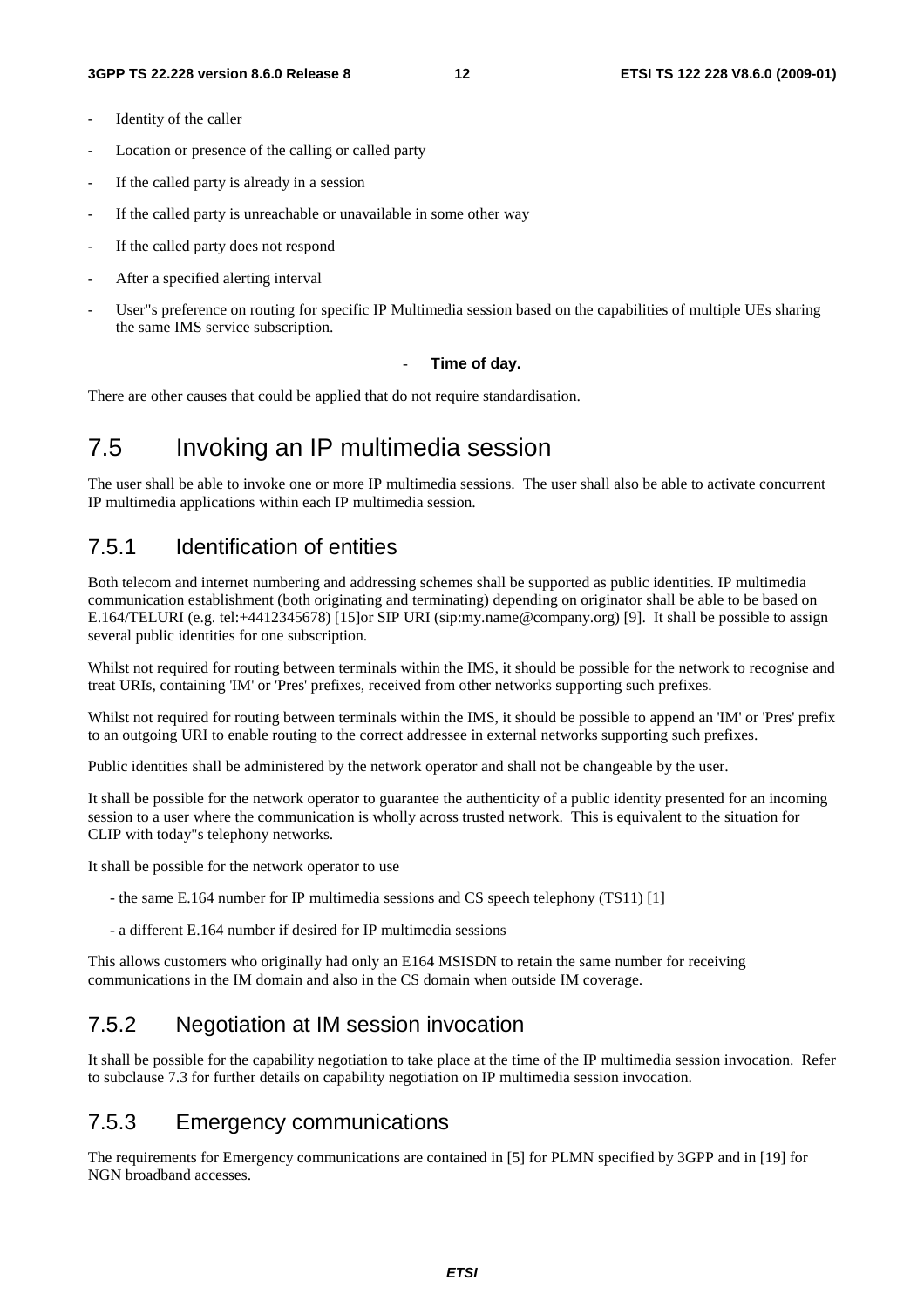- Identity of the caller
- Location or presence of the calling or called party
- If the called party is already in a session
- If the called party is unreachable or unavailable in some other way
- If the called party does not respond
- After a specified alerting interval
- User"s preference on routing for specific IP Multimedia session based on the capabilities of multiple UEs sharing the same IMS service subscription.
- **Time of day.**

There are other causes that could be applied that do not require standardisation.

# 7.5 Invoking an IP multimedia session

The user shall be able to invoke one or more IP multimedia sessions. The user shall also be able to activate concurrent IP multimedia applications within each IP multimedia session.

## 7.5.1 Identification of entities

Both telecom and internet numbering and addressing schemes shall be supported as public identities. IP multimedia communication establishment (both originating and terminating) depending on originator shall be able to be based on E.164/TELURI (e.g. tel:+4412345678) [15]or SIP URI (sip:my.name@company.org) [9]. It shall be possible to assign several public identities for one subscription.

Whilst not required for routing between terminals within the IMS, it should be possible for the network to recognise and treat URIs, containing 'IM' or 'Pres' prefixes, received from other networks supporting such prefixes.

Whilst not required for routing between terminals within the IMS, it should be possible to append an 'IM' or 'Pres' prefix to an outgoing URI to enable routing to the correct addressee in external networks supporting such prefixes.

Public identities shall be administered by the network operator and shall not be changeable by the user.

It shall be possible for the network operator to guarantee the authenticity of a public identity presented for an incoming session to a user where the communication is wholly across trusted network. This is equivalent to the situation for CLIP with today"s telephony networks.

It shall be possible for the network operator to use

- the same E.164 number for IP multimedia sessions and CS speech telephony (TS11) [1]
- a different E.164 number if desired for IP multimedia sessions

This allows customers who originally had only an E164 MSISDN to retain the same number for receiving communications in the IM domain and also in the CS domain when outside IM coverage.

## 7.5.2 Negotiation at IM session invocation

It shall be possible for the capability negotiation to take place at the time of the IP multimedia session invocation. Refer to subclause 7.3 for further details on capability negotiation on IP multimedia session invocation.

## 7.5.3 Emergency communications

The requirements for Emergency communications are contained in [5] for PLMN specified by 3GPP and in [19] for NGN broadband accesses.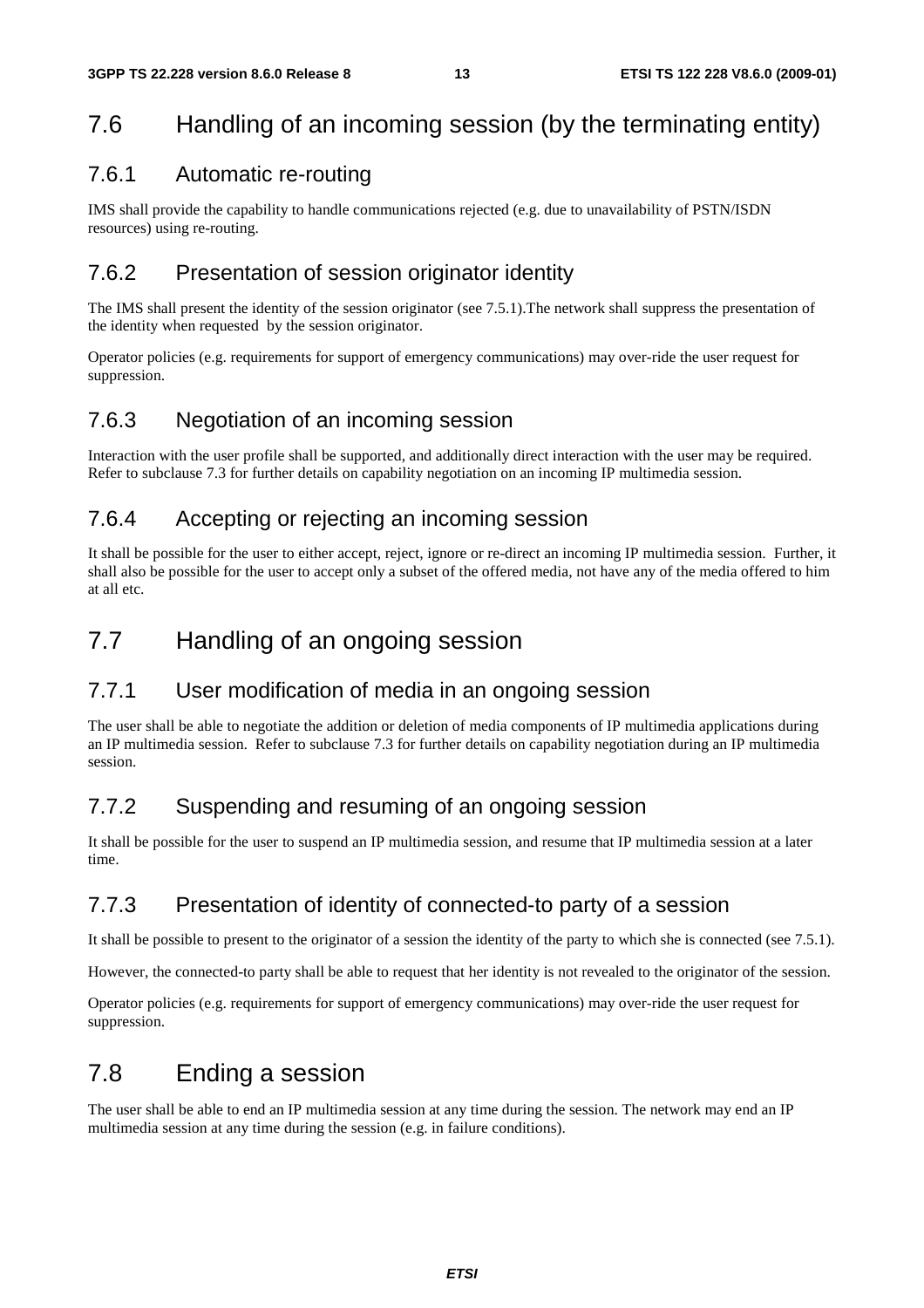## 7.6 Handling of an incoming session (by the terminating entity)

### 7.6.1 Automatic re-routing

IMS shall provide the capability to handle communications rejected (e.g. due to unavailability of PSTN/ISDN resources) using re-routing.

### 7.6.2 Presentation of session originator identity

The IMS shall present the identity of the session originator (see 7.5.1).The network shall suppress the presentation of the identity when requested by the session originator.

Operator policies (e.g. requirements for support of emergency communications) may over-ride the user request for suppression.

### 7.6.3 Negotiation of an incoming session

Interaction with the user profile shall be supported, and additionally direct interaction with the user may be required. Refer to subclause 7.3 for further details on capability negotiation on an incoming IP multimedia session.

### 7.6.4 Accepting or rejecting an incoming session

It shall be possible for the user to either accept, reject, ignore or re-direct an incoming IP multimedia session. Further, it shall also be possible for the user to accept only a subset of the offered media, not have any of the media offered to him at all etc.

## 7.7 Handling of an ongoing session

### 7.7.1 User modification of media in an ongoing session

The user shall be able to negotiate the addition or deletion of media components of IP multimedia applications during an IP multimedia session. Refer to subclause 7.3 for further details on capability negotiation during an IP multimedia session.

### 7.7.2 Suspending and resuming of an ongoing session

It shall be possible for the user to suspend an IP multimedia session, and resume that IP multimedia session at a later time.

### 7.7.3 Presentation of identity of connected-to party of a session

It shall be possible to present to the originator of a session the identity of the party to which she is connected (see 7.5.1).

However, the connected-to party shall be able to request that her identity is not revealed to the originator of the session.

Operator policies (e.g. requirements for support of emergency communications) may over-ride the user request for suppression.

## 7.8 Ending a session

The user shall be able to end an IP multimedia session at any time during the session. The network may end an IP multimedia session at any time during the session (e.g. in failure conditions).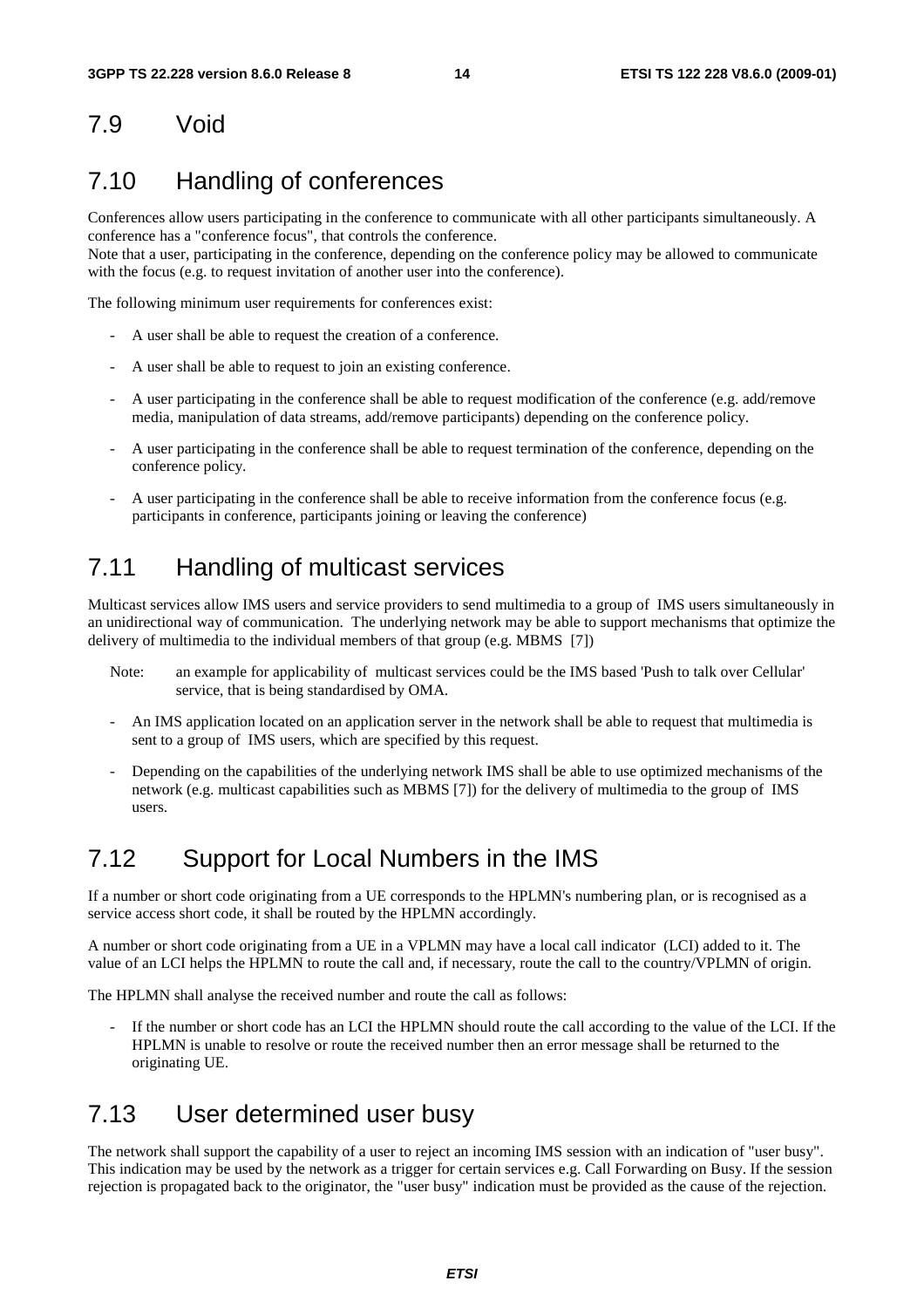## 7.9 Void

## 7.10 Handling of conferences

Conferences allow users participating in the conference to communicate with all other participants simultaneously. A conference has a "conference focus", that controls the conference.
Note that a user, participating in the conference, depending on the conference policy may be allowed to communicate with the focus (e.g. to request invitation of another user into the conference).

The following minimum user requirements for conferences exist:

- A user shall be able to request the creation of a conference.
- A user shall be able to request to join an existing conference.
- A user participating in the conference shall be able to request modification of the conference (e.g. add/remove media, manipulation of data streams, add/remove participants) depending on the conference policy.
- A user participating in the conference shall be able to request termination of the conference, depending on the conference policy.
- A user participating in the conference shall be able to receive information from the conference focus (e.g. participants in conference, participants joining or leaving the conference)

## 7.11 Handling of multicast services

Multicast services allow IMS users and service providers to send multimedia to a group of IMS users simultaneously in an unidirectional way of communication. The underlying network may be able to support mechanisms that optimize the delivery of multimedia to the individual members of that group (e.g. MBMS [7])

Note: an example for applicability of multicast services could be the IMS based 'Push to talk over Cellular' service, that is being standardised by OMA.

- An IMS application located on an application server in the network shall be able to request that multimedia is sent to a group of IMS users, which are specified by this request.
- Depending on the capabilities of the underlying network IMS shall be able to use optimized mechanisms of the network (e.g. multicast capabilities such as MBMS [7]) for the delivery of multimedia to the group of IMS users.

## 7.12 Support for Local Numbers in the IMS

If a number or short code originating from a UE corresponds to the HPLMN's numbering plan, or is recognised as a service access short code, it shall be routed by the HPLMN accordingly.

A number or short code originating from a UE in a VPLMN may have a local call indicator (LCI) added to it. The value of an LCI helps the HPLMN to route the call and, if necessary, route the call to the country/VPLMN of origin.

The HPLMN shall analyse the received number and route the call as follows:

- If the number or short code has an LCI the HPLMN should route the call according to the value of the LCI. If the HPLMN is unable to resolve or route the received number then an error message shall be returned to the originating UE.

## 7.13 User determined user busy

The network shall support the capability of a user to reject an incoming IMS session with an indication of "user busy". This indication may be used by the network as a trigger for certain services e.g. Call Forwarding on Busy. If the session rejection is propagated back to the originator, the "user busy" indication must be provided as the cause of the rejection.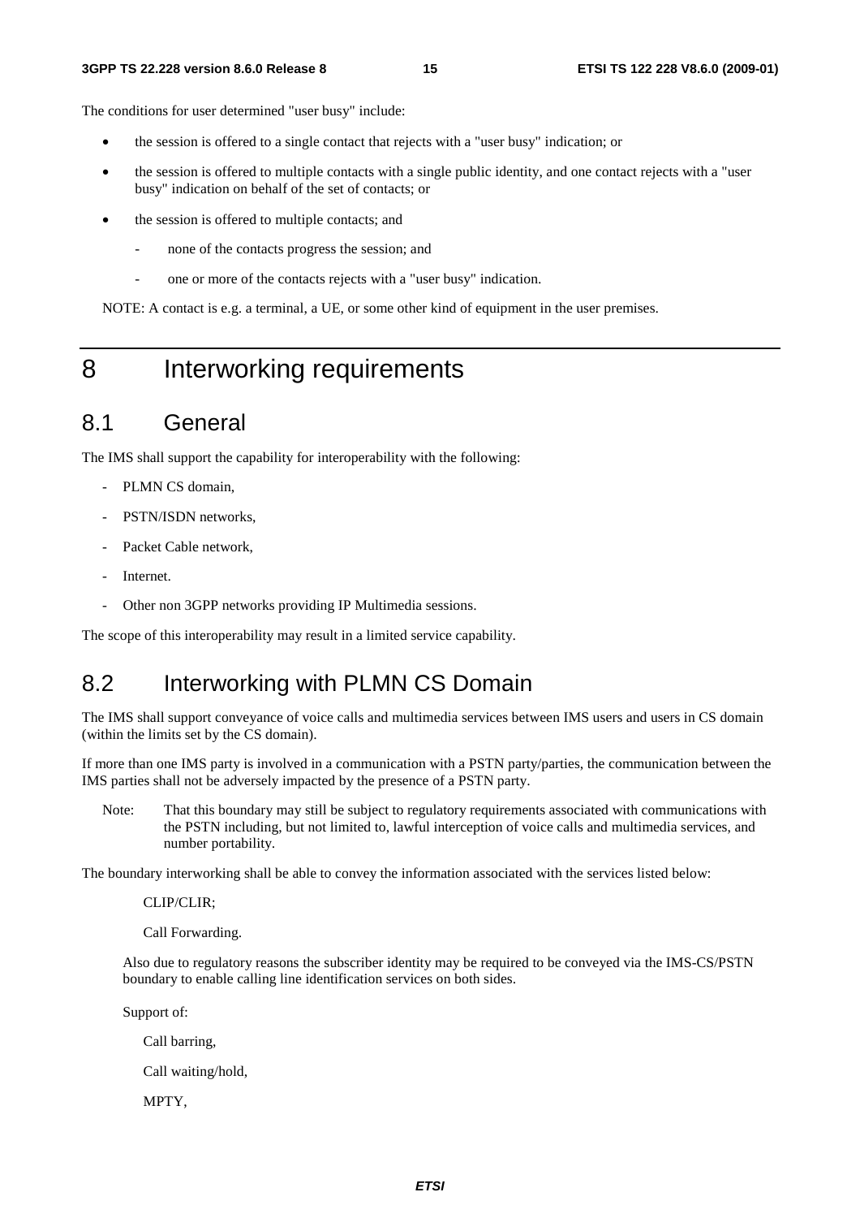The conditions for user determined "user busy" include:

- the session is offered to a single contact that rejects with a "user busy" indication; or
- the session is offered to multiple contacts with a single public identity, and one contact rejects with a "user busy" indication on behalf of the set of contacts; or
- the session is offered to multiple contacts; and
  - none of the contacts progress the session; and
  - one or more of the contacts rejects with a "user busy" indication.

NOTE: A contact is e.g. a terminal, a UE, or some other kind of equipment in the user premises.

# 8 Interworking requirements

## 8.1 General

The IMS shall support the capability for interoperability with the following:

- PLMN CS domain,
- PSTN/ISDN networks,
- Packet Cable network,
- Internet.
- Other non 3GPP networks providing IP Multimedia sessions.

The scope of this interoperability may result in a limited service capability.

## 8.2 Interworking with PLMN CS Domain

The IMS shall support conveyance of voice calls and multimedia services between IMS users and users in CS domain (within the limits set by the CS domain).

If more than one IMS party is involved in a communication with a PSTN party/parties, the communication between the IMS parties shall not be adversely impacted by the presence of a PSTN party.

Note: That this boundary may still be subject to regulatory requirements associated with communications with the PSTN including, but not limited to, lawful interception of voice calls and multimedia services, and number portability.

The boundary interworking shall be able to convey the information associated with the services listed below:

CLIP/CLIR;

Call Forwarding.

Also due to regulatory reasons the subscriber identity may be required to be conveyed via the IMS-CS/PSTN boundary to enable calling line identification services on both sides.

Support of:

Call barring,

Call waiting/hold,

MPTY,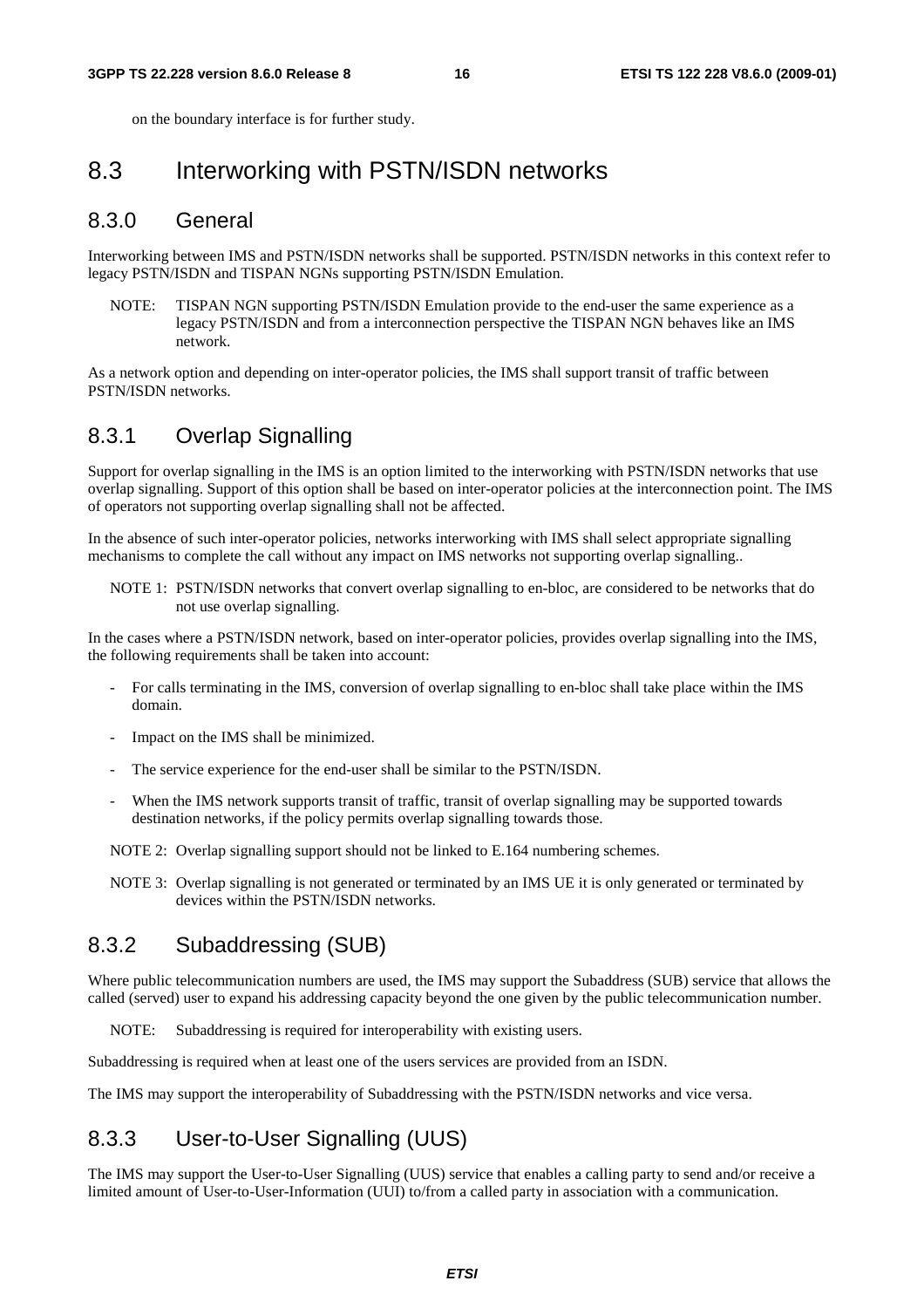on the boundary interface is for further study.

## 8.3 Interworking with PSTN/ISDN networks

### 8.3.0 General

Interworking between IMS and PSTN/ISDN networks shall be supported. PSTN/ISDN networks in this context refer to legacy PSTN/ISDN and TISPAN NGNs supporting PSTN/ISDN Emulation.

NOTE: TISPAN NGN supporting PSTN/ISDN Emulation provide to the end-user the same experience as a legacy PSTN/ISDN and from a interconnection perspective the TISPAN NGN behaves like an IMS network.

As a network option and depending on inter-operator policies, the IMS shall support transit of traffic between PSTN/ISDN networks.

### 8.3.1 Overlap Signalling

Support for overlap signalling in the IMS is an option limited to the interworking with PSTN/ISDN networks that use overlap signalling. Support of this option shall be based on inter-operator policies at the interconnection point. The IMS of operators not supporting overlap signalling shall not be affected.

In the absence of such inter-operator policies, networks interworking with IMS shall select appropriate signalling mechanisms to complete the call without any impact on IMS networks not supporting overlap signalling..

NOTE 1: PSTN/ISDN networks that convert overlap signalling to en-bloc, are considered to be networks that do not use overlap signalling.

In the cases where a PSTN/ISDN network, based on inter-operator policies, provides overlap signalling into the IMS, the following requirements shall be taken into account:

- For calls terminating in the IMS, conversion of overlap signalling to en-bloc shall take place within the IMS domain.
- Impact on the IMS shall be minimized.
- The service experience for the end-user shall be similar to the PSTN/ISDN.
- When the IMS network supports transit of traffic, transit of overlap signalling may be supported towards destination networks, if the policy permits overlap signalling towards those.

NOTE 2: Overlap signalling support should not be linked to E.164 numbering schemes.

NOTE 3: Overlap signalling is not generated or terminated by an IMS UE it is only generated or terminated by devices within the PSTN/ISDN networks.

### 8.3.2 Subaddressing (SUB)

Where public telecommunication numbers are used, the IMS may support the Subaddress (SUB) service that allows the called (served) user to expand his addressing capacity beyond the one given by the public telecommunication number.

NOTE: Subaddressing is required for interoperability with existing users.

Subaddressing is required when at least one of the users services are provided from an ISDN.

The IMS may support the interoperability of Subaddressing with the PSTN/ISDN networks and vice versa.

### 8.3.3 User-to-User Signalling (UUS)

The IMS may support the User-to-User Signalling (UUS) service that enables a calling party to send and/or receive a limited amount of User-to-User-Information (UUI) to/from a called party in association with a communication.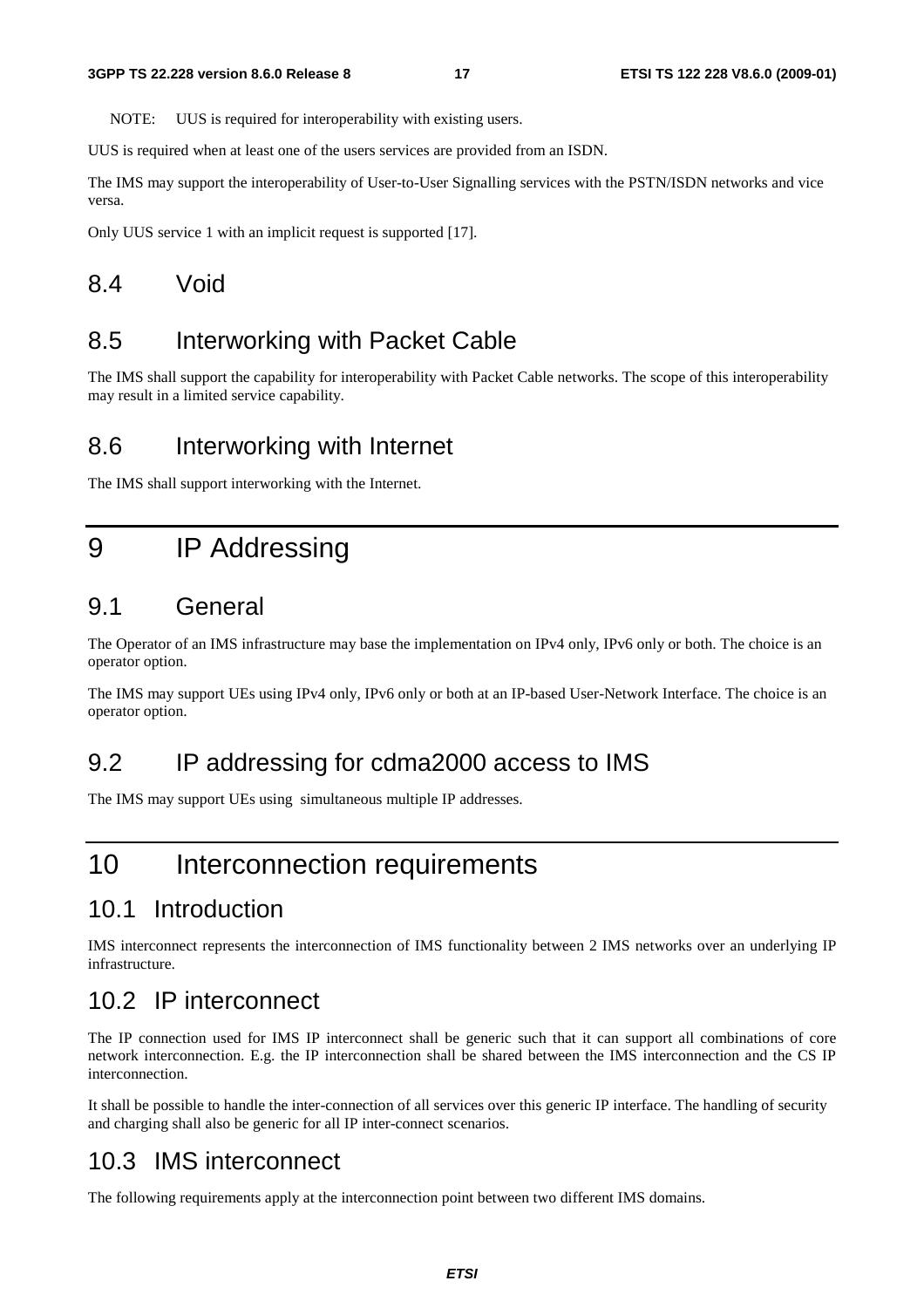NOTE: UUS is required for interoperability with existing users.

UUS is required when at least one of the users services are provided from an ISDN.

The IMS may support the interoperability of User-to-User Signalling services with the PSTN/ISDN networks and vice versa.

Only UUS service 1 with an implicit request is supported [17].

## 8.4 Void

## 8.5 Interworking with Packet Cable

The IMS shall support the capability for interoperability with Packet Cable networks. The scope of this interoperability may result in a limited service capability.

## 8.6 Interworking with Internet

The IMS shall support interworking with the Internet.

# 9 IP Addressing

## 9.1 General

The Operator of an IMS infrastructure may base the implementation on IPv4 only, IPv6 only or both. The choice is an operator option.

The IMS may support UEs using IPv4 only, IPv6 only or both at an IP-based User-Network Interface. The choice is an operator option.

## 9.2 IP addressing for cdma2000 access to IMS

The IMS may support UEs using simultaneous multiple IP addresses.

# 10 Interconnection requirements

## 10.1 Introduction

IMS interconnect represents the interconnection of IMS functionality between 2 IMS networks over an underlying IP infrastructure.

## 10.2 IP interconnect

The IP connection used for IMS IP interconnect shall be generic such that it can support all combinations of core network interconnection. E.g. the IP interconnection shall be shared between the IMS interconnection and the CS IP interconnection.

It shall be possible to handle the inter-connection of all services over this generic IP interface. The handling of security and charging shall also be generic for all IP inter-connect scenarios.

## 10.3 IMS interconnect

The following requirements apply at the interconnection point between two different IMS domains.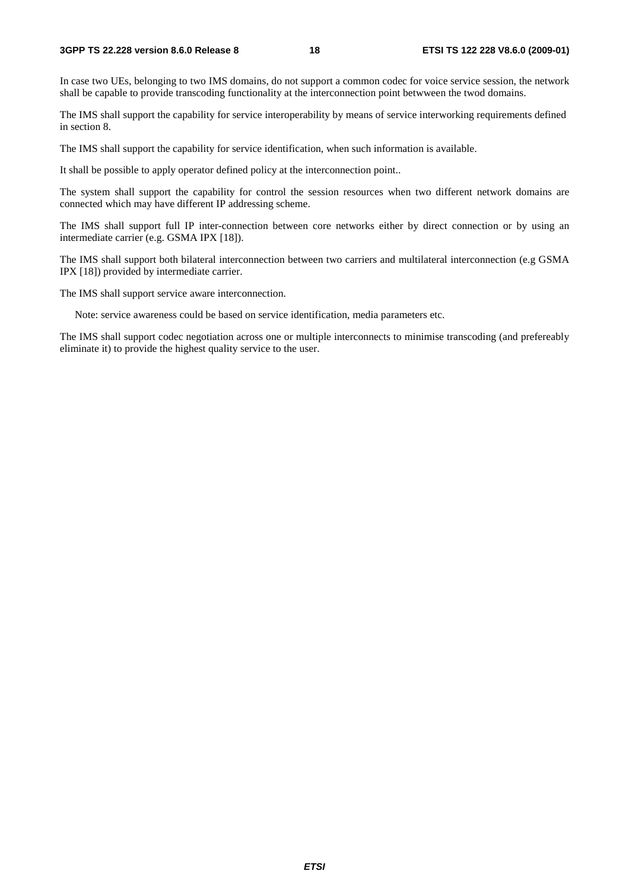In case two UEs, belonging to two IMS domains, do not support a common codec for voice service session, the network shall be capable to provide transcoding functionality at the interconnection point betwween the twod domains.

The IMS shall support the capability for service interoperability by means of service interworking requirements defined in section 8.

The IMS shall support the capability for service identification, when such information is available.

It shall be possible to apply operator defined policy at the interconnection point..

The system shall support the capability for control the session resources when two different network domains are connected which may have different IP addressing scheme.

The IMS shall support full IP inter-connection between core networks either by direct connection or by using an intermediate carrier (e.g. GSMA IPX [18]).

The IMS shall support both bilateral interconnection between two carriers and multilateral interconnection (e.g GSMA IPX [18]) provided by intermediate carrier.

The IMS shall support service aware interconnection.

Note: service awareness could be based on service identification, media parameters etc.

The IMS shall support codec negotiation across one or multiple interconnects to minimise transcoding (and prefereably eliminate it) to provide the highest quality service to the user.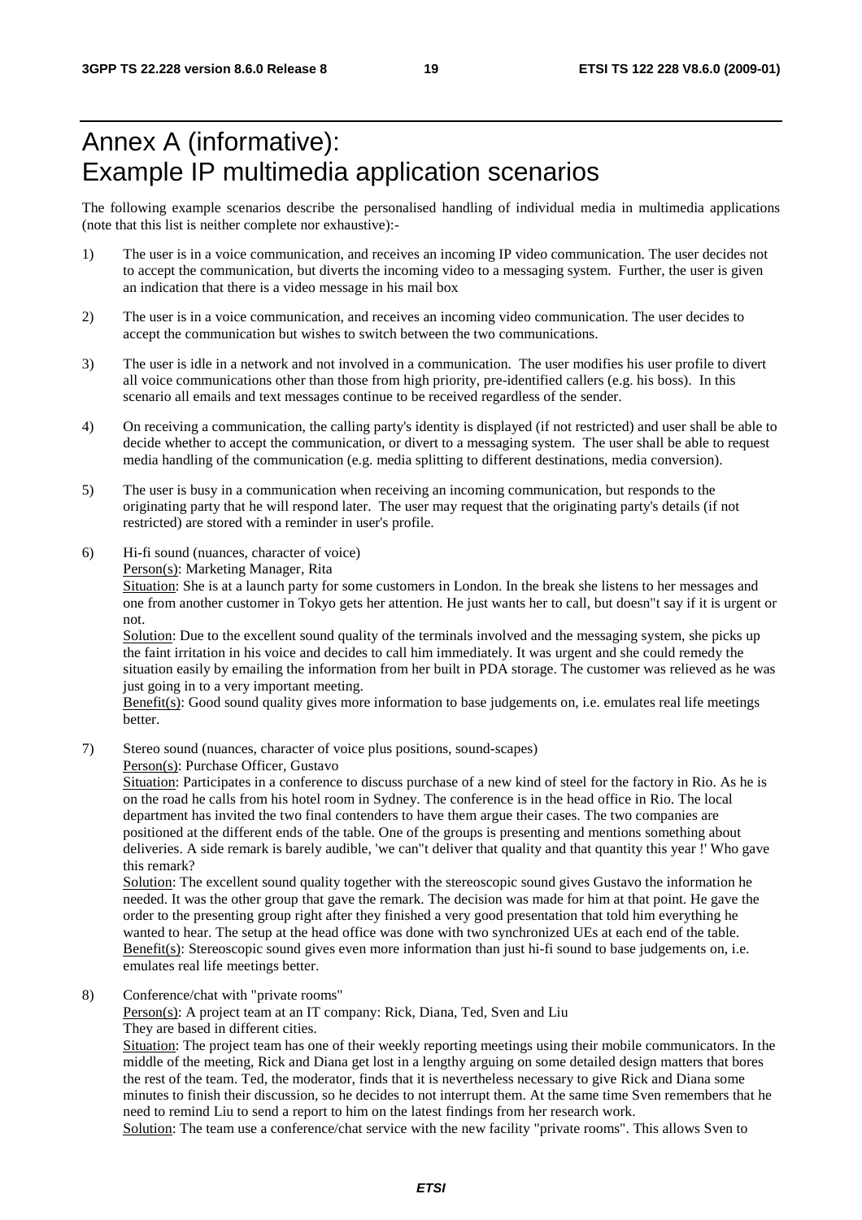# Annex A (informative): Example IP multimedia application scenarios

The following example scenarios describe the personalised handling of individual media in multimedia applications (note that this list is neither complete nor exhaustive):-

1) The user is in a voice communication, and receives an incoming IP video communication. The user decides not to accept the communication, but diverts the incoming video to a messaging system. Further, the user is given an indication that there is a video message in his mail box

2) The user is in a voice communication, and receives an incoming video communication. The user decides to accept the communication but wishes to switch between the two communications.

3) The user is idle in a network and not involved in a communication. The user modifies his user profile to divert all voice communications other than those from high priority, pre-identified callers (e.g. his boss). In this scenario all emails and text messages continue to be received regardless of the sender.

4) On receiving a communication, the calling party's identity is displayed (if not restricted) and user shall be able to decide whether to accept the communication, or divert to a messaging system. The user shall be able to request media handling of the communication (e.g. media splitting to different destinations, media conversion).

5) The user is busy in a communication when receiving an incoming communication, but responds to the originating party that he will respond later. The user may request that the originating party's details (if not restricted) are stored with a reminder in user's profile.

6) Hi-fi sound (nuances, character of voice)
   Person(s): Marketing Manager, Rita
   Situation: She is at a launch party for some customers in London. In the break she listens to her messages and one from another customer in Tokyo gets her attention. He just wants her to call, but doesn"t say if it is urgent or not.
   Solution: Due to the excellent sound quality of the terminals involved and the messaging system, she picks up the faint irritation in his voice and decides to call him immediately. It was urgent and she could remedy the situation easily by emailing the information from her built in PDA storage. The customer was relieved as he was just going in to a very important meeting.
   Benefit(s): Good sound quality gives more information to base judgements on, i.e. emulates real life meetings better.

7) Stereo sound (nuances, character of voice plus positions, sound-scapes)
   Person(s): Purchase Officer, Gustavo
   Situation: Participates in a conference to discuss purchase of a new kind of steel for the factory in Rio. As he is on the road he calls from his hotel room in Sydney. The conference is in the head office in Rio. The local department has invited the two final contenders to have them argue their cases. The two companies are positioned at the different ends of the table. One of the groups is presenting and mentions something about deliveries. A side remark is barely audible, 'we can"t deliver that quality and that quantity this year !' Who gave this remark?
   Solution: The excellent sound quality together with the stereoscopic sound gives Gustavo the information he needed. It was the other group that gave the remark. The decision was made for him at that point. He gave the order to the presenting group right after they finished a very good presentation that told him everything he wanted to hear. The setup at the head office was done with two synchronized UEs at each end of the table.
   Benefit(s): Stereoscopic sound gives even more information than just hi-fi sound to base judgements on, i.e. emulates real life meetings better.

8) Conference/chat with "private rooms"
   Person(s): A project team at an IT company: Rick, Diana, Ted, Sven and Liu
   They are based in different cities.
   Situation: The project team has one of their weekly reporting meetings using their mobile communicators. In the middle of the meeting, Rick and Diana get lost in a lengthy arguing on some detailed design matters that bores the rest of the team. Ted, the moderator, finds that it is nevertheless necessary to give Rick and Diana some minutes to finish their discussion, so he decides to not interrupt them. At the same time Sven remembers that he need to remind Liu to send a report to him on the latest findings from her research work.
   Solution: The team use a conference/chat service with the new facility "private rooms". This allows Sven to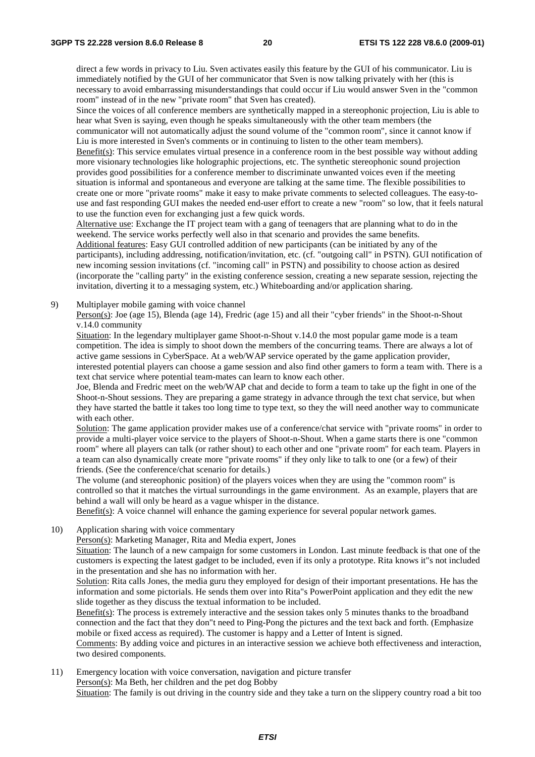direct a few words in privacy to Liu. Sven activates easily this feature by the GUI of his communicator. Liu is immediately notified by the GUI of her communicator that Sven is now talking privately with her (this is necessary to avoid embarrassing misunderstandings that could occur if Liu would answer Sven in the "common room" instead of in the new "private room" that Sven has created).

Since the voices of all conference members are synthetically mapped in a stereophonic projection, Liu is able to hear what Sven is saying, even though he speaks simultaneously with the other team members (the communicator will not automatically adjust the sound volume of the "common room", since it cannot know if Liu is more interested in Sven's comments or in continuing to listen to the other team members).

Benefit(s): This service emulates virtual presence in a conference room in the best possible way without adding more visionary technologies like holographic projections, etc. The synthetic stereophonic sound projection provides good possibilities for a conference member to discriminate unwanted voices even if the meeting situation is informal and spontaneous and everyone are talking at the same time. The flexible possibilities to create one or more "private rooms" make it easy to make private comments to selected colleagues. The easy-to-use and fast responding GUI makes the needed end-user effort to create a new "room" so low, that it feels natural to use the function even for exchanging just a few quick words.

Alternative use: Exchange the IT project team with a gang of teenagers that are planning what to do in the weekend. The service works perfectly well also in that scenario and provides the same benefits.

Additional features: Easy GUI controlled addition of new participants (can be initiated by any of the participants), including addressing, notification/invitation, etc. (cf. "outgoing call" in PSTN). GUI notification of new incoming session invitations (cf. "incoming call" in PSTN) and possibility to choose action as desired (incorporate the "calling party" in the existing conference session, creating a new separate session, rejecting the invitation, diverting it to a messaging system, etc.) Whiteboarding and/or application sharing.

9) Multiplayer mobile gaming with voice channel

Person(s): Joe (age 15), Blenda (age 14), Fredric (age 15) and all their "cyber friends" in the Shoot-n-Shout v.14.0 community

Situation: In the legendary multiplayer game Shoot-n-Shout v.14.0 the most popular game mode is a team competition. The idea is simply to shoot down the members of the concurring teams. There are always a lot of active game sessions in CyberSpace. At a web/WAP service operated by the game application provider, interested potential players can choose a game session and also find other gamers to form a team with. There is a text chat service where potential team-mates can learn to know each other.

Joe, Blenda and Fredric meet on the web/WAP chat and decide to form a team to take up the fight in one of the Shoot-n-Shout sessions. They are preparing a game strategy in advance through the text chat service, but when they have started the battle it takes too long time to type text, so they the will need another way to communicate with each other.

Solution: The game application provider makes use of a conference/chat service with "private rooms" in order to provide a multi-player voice service to the players of Shoot-n-Shout. When a game starts there is one "common room" where all players can talk (or rather shout) to each other and one "private room" for each team. Players in a team can also dynamically create more "private rooms" if they only like to talk to one (or a few) of their friends. (See the conference/chat scenario for details.)

The volume (and stereophonic position) of the players voices when they are using the "common room" is controlled so that it matches the virtual surroundings in the game environment. As an example, players that are behind a wall will only be heard as a vague whisper in the distance.

Benefit(s): A voice channel will enhance the gaming experience for several popular network games.

10) Application sharing with voice commentary

Person(s): Marketing Manager, Rita and Media expert, Jones

Situation: The launch of a new campaign for some customers in London. Last minute feedback is that one of the customers is expecting the latest gadget to be included, even if its only a prototype. Rita knows it"s not included in the presentation and she has no information with her.

Solution: Rita calls Jones, the media guru they employed for design of their important presentations. He has the information and some pictorials. He sends them over into Rita"s PowerPoint application and they edit the new slide together as they discuss the textual information to be included.

Benefit(s): The process is extremely interactive and the session takes only 5 minutes thanks to the broadband connection and the fact that they don"t need to Ping-Pong the pictures and the text back and forth. (Emphasize mobile or fixed access as required). The customer is happy and a Letter of Intent is signed.

Comments: By adding voice and pictures in an interactive session we achieve both effectiveness and interaction, two desired components.

11) Emergency location with voice conversation, navigation and picture transfer

Person(s): Ma Beth, her children and the pet dog Bobby

Situation: The family is out driving in the country side and they take a turn on the slippery country road a bit too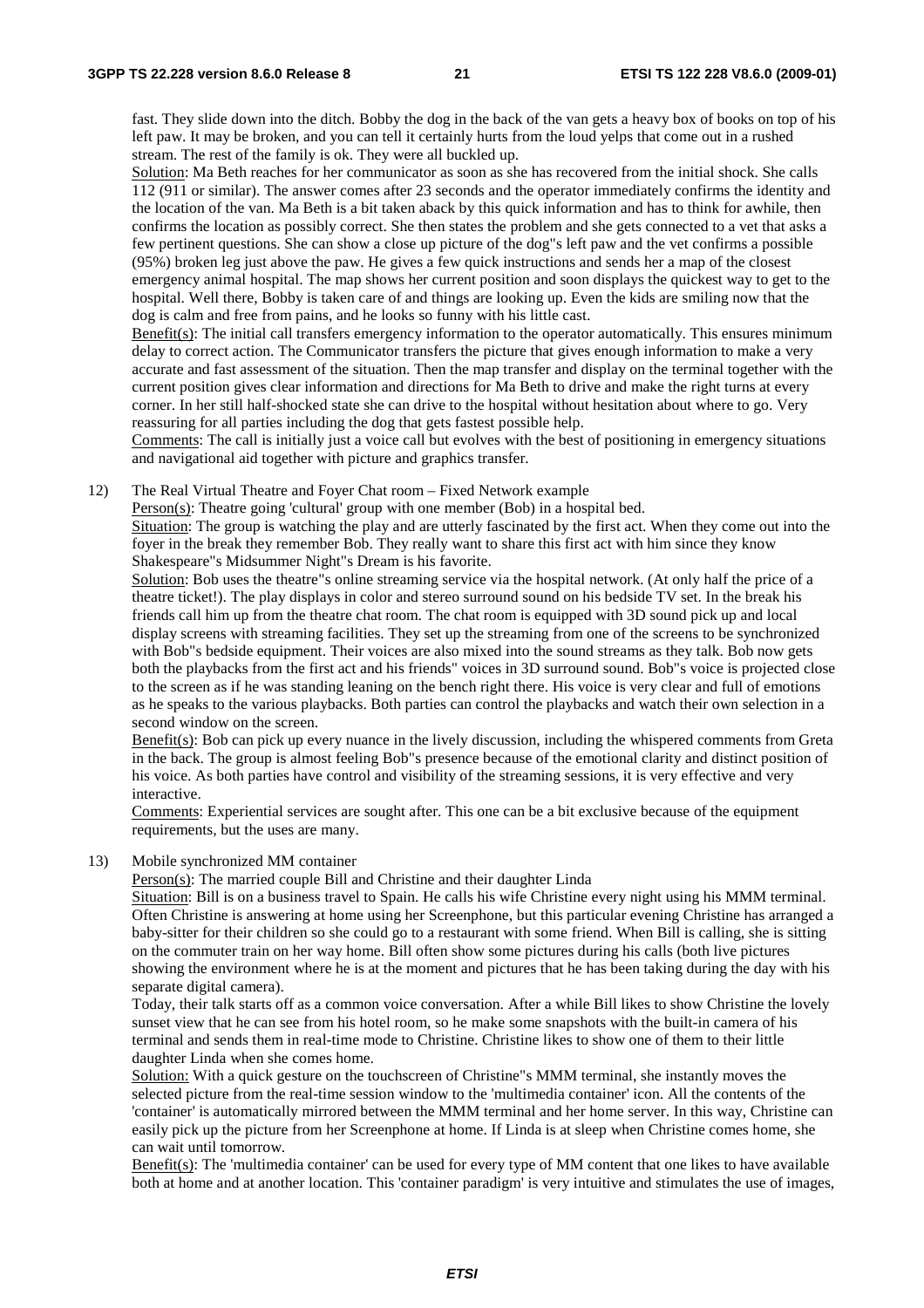fast. They slide down into the ditch. Bobby the dog in the back of the van gets a heavy box of books on top of his left paw. It may be broken, and you can tell it certainly hurts from the loud yelps that come out in a rushed stream. The rest of the family is ok. They were all buckled up.

Solution: Ma Beth reaches for her communicator as soon as she has recovered from the initial shock. She calls 112 (911 or similar). The answer comes after 23 seconds and the operator immediately confirms the identity and the location of the van. Ma Beth is a bit taken aback by this quick information and has to think for awhile, then confirms the location as possibly correct. She then states the problem and she gets connected to a vet that asks a few pertinent questions. She can show a close up picture of the dog"s left paw and the vet confirms a possible (95%) broken leg just above the paw. He gives a few quick instructions and sends her a map of the closest emergency animal hospital. The map shows her current position and soon displays the quickest way to get to the hospital. Well there, Bobby is taken care of and things are looking up. Even the kids are smiling now that the dog is calm and free from pains, and he looks so funny with his little cast.

Benefit(s): The initial call transfers emergency information to the operator automatically. This ensures minimum delay to correct action. The Communicator transfers the picture that gives enough information to make a very accurate and fast assessment of the situation. Then the map transfer and display on the terminal together with the current position gives clear information and directions for Ma Beth to drive and make the right turns at every corner. In her still half-shocked state she can drive to the hospital without hesitation about where to go. Very reassuring for all parties including the dog that gets fastest possible help.

Comments: The call is initially just a voice call but evolves with the best of positioning in emergency situations and navigational aid together with picture and graphics transfer.

12) The Real Virtual Theatre and Foyer Chat room – Fixed Network example

Person(s): Theatre going 'cultural' group with one member (Bob) in a hospital bed.

Situation: The group is watching the play and are utterly fascinated by the first act. When they come out into the foyer in the break they remember Bob. They really want to share this first act with him since they know Shakespeare"s Midsummer Night"s Dream is his favorite.

Solution: Bob uses the theatre"s online streaming service via the hospital network. (At only half the price of a theatre ticket!). The play displays in color and stereo surround sound on his bedside TV set. In the break his friends call him up from the theatre chat room. The chat room is equipped with 3D sound pick up and local display screens with streaming facilities. They set up the streaming from one of the screens to be synchronized with Bob"s bedside equipment. Their voices are also mixed into the sound streams as they talk. Bob now gets both the playbacks from the first act and his friends" voices in 3D surround sound. Bob"s voice is projected close to the screen as if he was standing leaning on the bench right there. His voice is very clear and full of emotions as he speaks to the various playbacks. Both parties can control the playbacks and watch their own selection in a second window on the screen.

Benefit(s): Bob can pick up every nuance in the lively discussion, including the whispered comments from Greta in the back. The group is almost feeling Bob"s presence because of the emotional clarity and distinct position of his voice. As both parties have control and visibility of the streaming sessions, it is very effective and very interactive.

Comments: Experiential services are sought after. This one can be a bit exclusive because of the equipment requirements, but the uses are many.

13) Mobile synchronized MM container

Person(s): The married couple Bill and Christine and their daughter Linda

Situation: Bill is on a business travel to Spain. He calls his wife Christine every night using his MMM terminal. Often Christine is answering at home using her Screenphone, but this particular evening Christine has arranged a baby-sitter for their children so she could go to a restaurant with some friend. When Bill is calling, she is sitting on the commuter train on her way home. Bill often show some pictures during his calls (both live pictures showing the environment where he is at the moment and pictures that he has been taking during the day with his separate digital camera).

Today, their talk starts off as a common voice conversation. After a while Bill likes to show Christine the lovely sunset view that he can see from his hotel room, so he make some snapshots with the built-in camera of his terminal and sends them in real-time mode to Christine. Christine likes to show one of them to their little daughter Linda when she comes home.

Solution: With a quick gesture on the touchscreen of Christine"s MMM terminal, she instantly moves the selected picture from the real-time session window to the 'multimedia container' icon. All the contents of the 'container' is automatically mirrored between the MMM terminal and her home server. In this way, Christine can easily pick up the picture from her Screenphone at home. If Linda is at sleep when Christine comes home, she can wait until tomorrow.

Benefit(s): The 'multimedia container' can be used for every type of MM content that one likes to have available both at home and at another location. This 'container paradigm' is very intuitive and stimulates the use of images,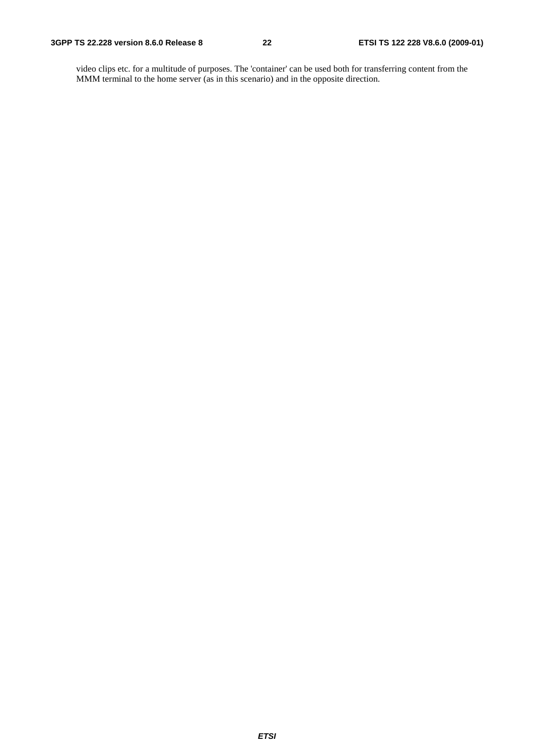video clips etc. for a multitude of purposes. The 'container' can be used both for transferring content from the MMM terminal to the home server (as in this scenario) and in the opposite direction.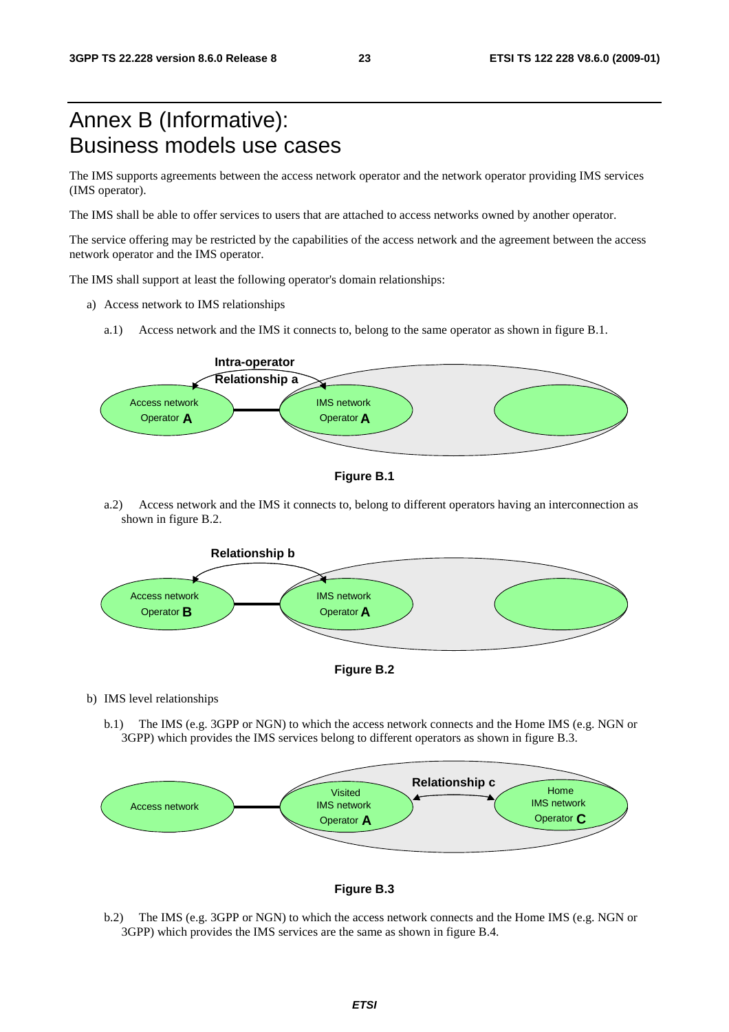# Annex B (Informative): Business models use cases

The IMS supports agreements between the access network operator and the network operator providing IMS services (IMS operator).

The IMS shall be able to offer services to users that are attached to access networks owned by another operator.

The service offering may be restricted by the capabilities of the access network and the agreement between the access network operator and the IMS operator.

The IMS shall support at least the following operator's domain relationships:

a) Access network to IMS relationships

a.1) Access network and the IMS it connects to, belong to the same operator as shown in figure B.1.

**Figure B.1**

a.2) Access network and the IMS it connects to, belong to different operators having an interconnection as shown in figure B.2.

**Figure B.2**

b) IMS level relationships

b.1) The IMS (e.g. 3GPP or NGN) to which the access network connects and the Home IMS (e.g. NGN or 3GPP) which provides the IMS services belong to different operators as shown in figure B.3.

**Figure B.3**

b.2) The IMS (e.g. 3GPP or NGN) to which the access network connects and the Home IMS (e.g. NGN or 3GPP) which provides the IMS services are the same as shown in figure B.4.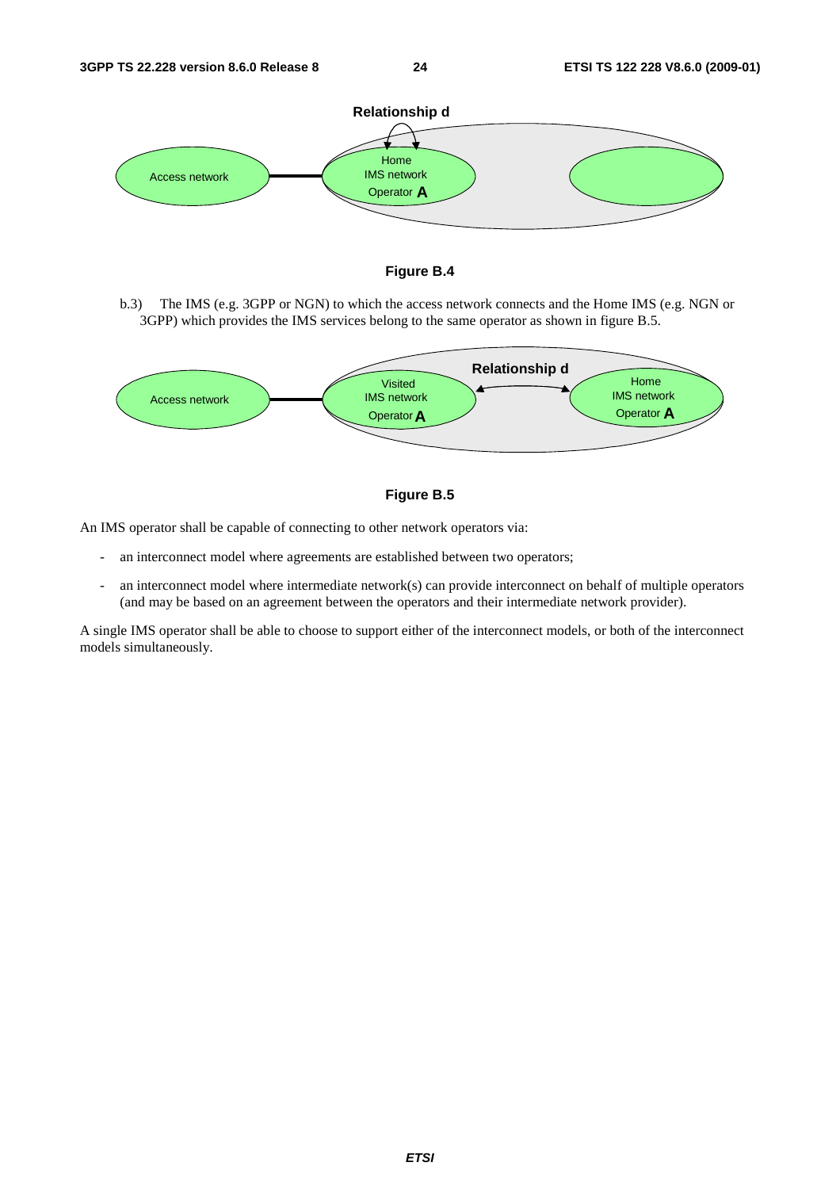Figure B.4

b.3) The IMS (e.g. 3GPP or NGN) to which the access network connects and the Home IMS (e.g. NGN or 3GPP) which provides the IMS services belong to the same operator as shown in figure B.5.

Figure B.5

An IMS operator shall be capable of connecting to other network operators via:

- an interconnect model where agreements are established between two operators;
- an interconnect model where intermediate network(s) can provide interconnect on behalf of multiple operators (and may be based on an agreement between the operators and their intermediate network provider).

A single IMS operator shall be able to choose to support either of the interconnect models, or both of the interconnect models simultaneously.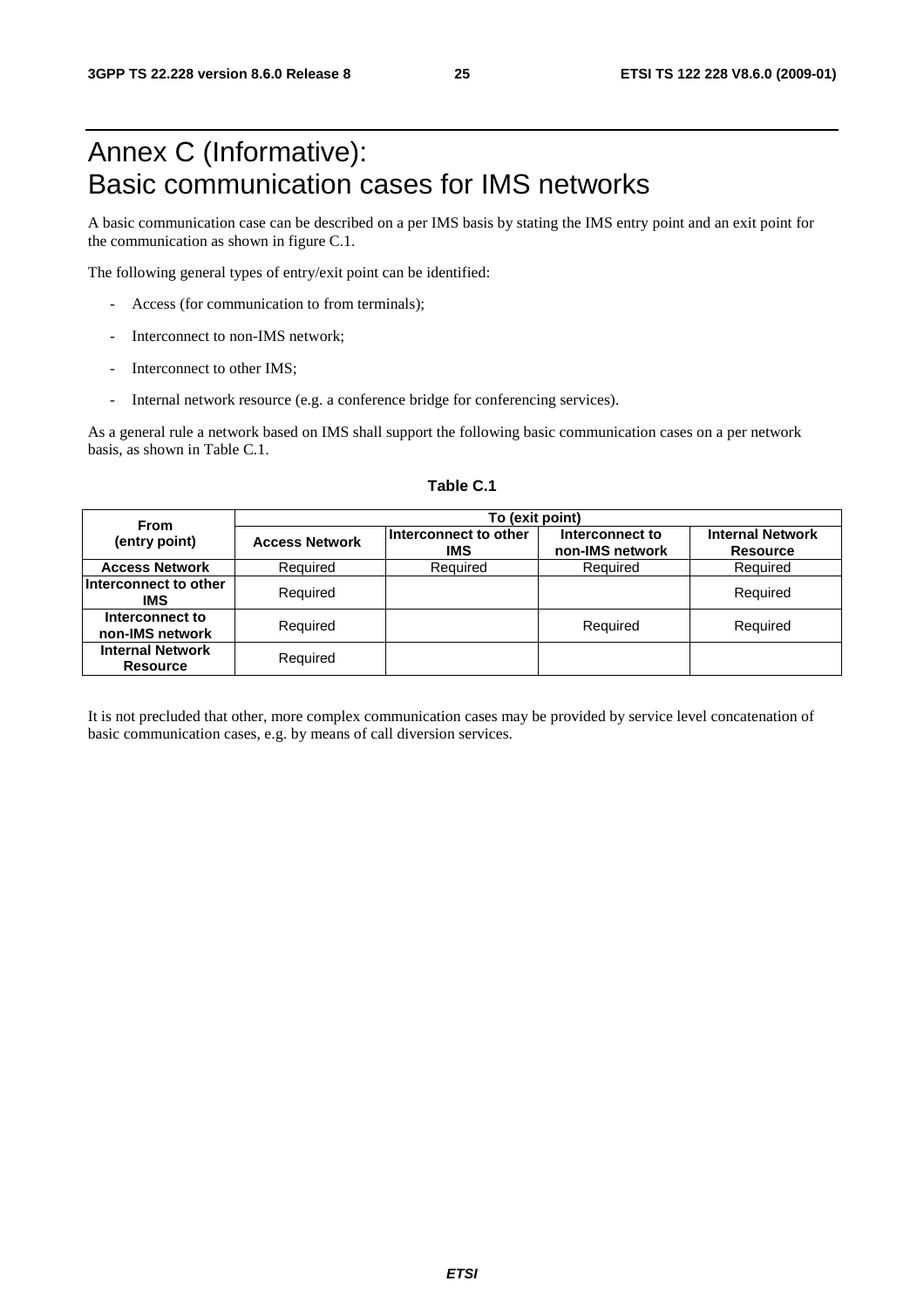# Annex C (Informative): Basic communication cases for IMS networks

A basic communication case can be described on a per IMS basis by stating the IMS entry point and an exit point for the communication as shown in figure C.1.

The following general types of entry/exit point can be identified:

- Access (for communication to from terminals);
- Interconnect to non-IMS network;
- Interconnect to other IMS;
- Internal network resource (e.g. a conference bridge for conferencing services).

As a general rule a network based on IMS shall support the following basic communication cases on a per network basis, as shown in Table C.1.

**Table C.1**

| **From (entry point)** | **To (exit point)** | | | |
|---|---|---|---|---|
| | **Access Network** | **Interconnect to other IMS** | **Interconnect to non-IMS network** | **Internal Network Resource** |
| **Access Network** | Required | Required | Required | Required |
| **Interconnect to other IMS** | Required | | | Required |
| **Interconnect to non-IMS network** | Required | | Required | Required |
| **Internal Network Resource** | Required | | | |

It is not precluded that other, more complex communication cases may be provided by service level concatenation of basic communication cases, e.g. by means of call diversion services.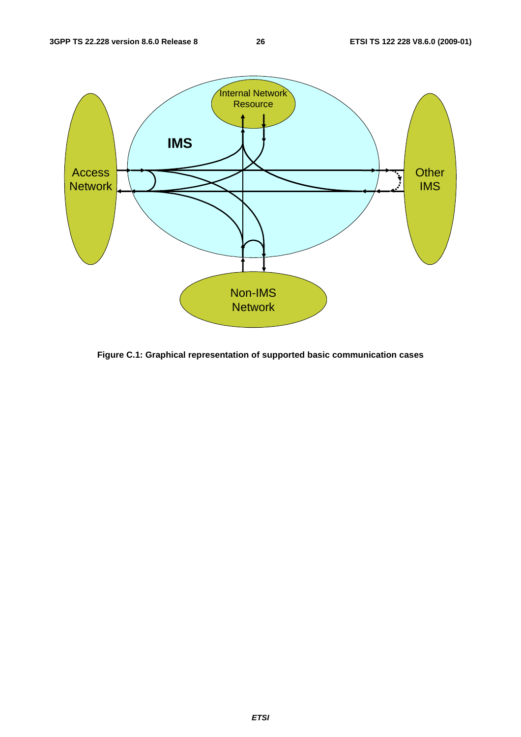Figure C.1: Graphical representation of supported basic communication cases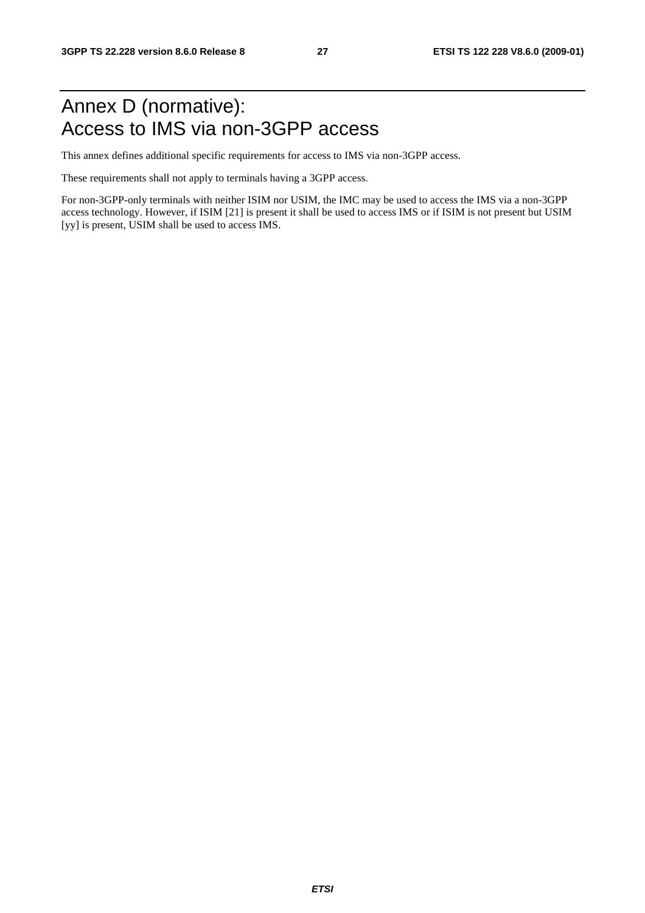# Annex D (normative): Access to IMS via non-3GPP access

This annex defines additional specific requirements for access to IMS via non-3GPP access.

These requirements shall not apply to terminals having a 3GPP access.

For non-3GPP-only terminals with neither ISIM nor USIM, the IMC may be used to access the IMS via a non-3GPP access technology. However, if ISIM [21] is present it shall be used to access IMS or if ISIM is not present but USIM [yy] is present, USIM shall be used to access IMS.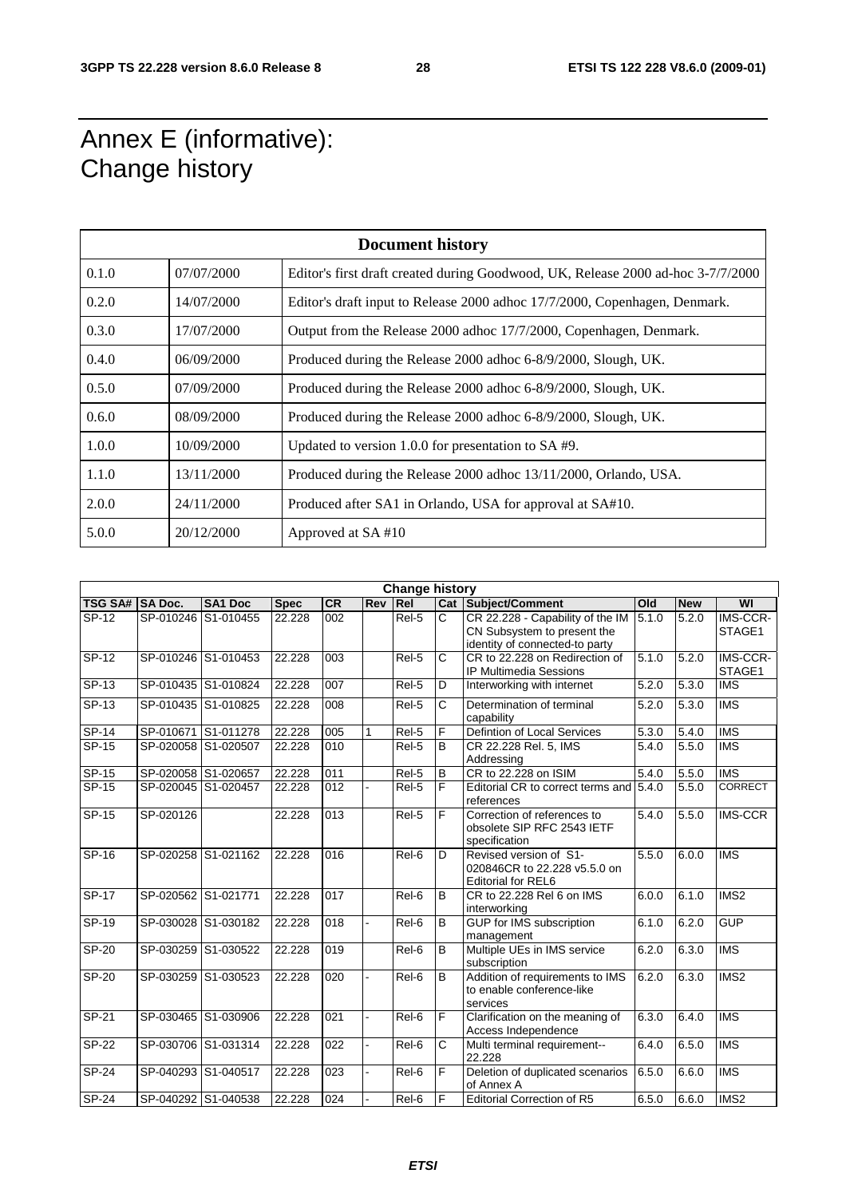# Annex E (informative): Change history

| Document history | | |
|---|---|---|
| 0.1.0 | 07/07/2000 | Editor's first draft created during Goodwood, UK, Release 2000 ad-hoc 3-7/7/2000 |
| 0.2.0 | 14/07/2000 | Editor's draft input to Release 2000 adhoc 17/7/2000, Copenhagen, Denmark. |
| 0.3.0 | 17/07/2000 | Output from the Release 2000 adhoc 17/7/2000, Copenhagen, Denmark. |
| 0.4.0 | 06/09/2000 | Produced during the Release 2000 adhoc 6-8/9/2000, Slough, UK. |
| 0.5.0 | 07/09/2000 | Produced during the Release 2000 adhoc 6-8/9/2000, Slough, UK. |
| 0.6.0 | 08/09/2000 | Produced during the Release 2000 adhoc 6-8/9/2000, Slough, UK. |
| 1.0.0 | 10/09/2000 | Updated to version 1.0.0 for presentation to SA #9. |
| 1.1.0 | 13/11/2000 | Produced during the Release 2000 adhoc 13/11/2000, Orlando, USA. |
| 2.0.0 | 24/11/2000 | Produced after SA1 in Orlando, USA for approval at SA#10. |
| 5.0.0 | 20/12/2000 | Approved at SA #10 |

| Change history | | | | | | | | | | | |
|---|---|---|---|---|---|---|---|---|---|---|---|
| TSG SA# | SA Doc. | SA1 Doc | Spec | CR | Rev | Rel | Cat | Subject/Comment | Old | New | WI |
| SP-12 | SP-010246 | S1-010455 | 22.228 | 002 | | Rel-5 | C | CR 22.228 - Capability of the IM CN Subsystem to present the identity of connected-to party | 5.1.0 | 5.2.0 | IMS-CCR-STAGE1 |
| SP-12 | SP-010246 | S1-010453 | 22.228 | 003 | | Rel-5 | C | CR to 22.228 on Redirection of IP Multimedia Sessions | 5.1.0 | 5.2.0 | IMS-CCR-STAGE1 |
| SP-13 | SP-010435 | S1-010824 | 22.228 | 007 | | Rel-5 | D | Interworking with internet | 5.2.0 | 5.3.0 | IMS |
| SP-13 | SP-010435 | S1-010825 | 22.228 | 008 | | Rel-5 | C | Determination of terminal capability | 5.2.0 | 5.3.0 | IMS |
| SP-14 | SP-010671 | S1-011278 | 22.228 | 005 | 1 | Rel-5 | F | Defintion of Local Services | 5.3.0 | 5.4.0 | IMS |
| SP-15 | SP-020058 | S1-020507 | 22.228 | 010 | | Rel-5 | B | CR 22.228 Rel. 5, IMS Addressing | 5.4.0 | 5.5.0 | IMS |
| SP-15 | SP-020058 | S1-020657 | 22.228 | 011 | | Rel-5 | B | CR to 22.228 on ISIM | 5.4.0 | 5.5.0 | IMS |
| SP-15 | SP-020045 | S1-020457 | 22.228 | 012 | - | Rel-5 | F | Editorial CR to correct terms and references | 5.4.0 | 5.5.0 | CORRECT |
| SP-15 | SP-020126 | | 22.228 | 013 | | Rel-5 | F | Correction of references to obsolete SIP RFC 2543 IETF specification | 5.4.0 | 5.5.0 | IMS-CCR |
| SP-16 | SP-020258 | S1-021162 | 22.228 | 016 | | Rel-6 | D | Revised version of S1-020846CR to 22.228 v5.5.0 on Editorial for REL6 | 5.5.0 | 6.0.0 | IMS |
| SP-17 | SP-020562 | S1-021771 | 22.228 | 017 | | Rel-6 | B | CR to 22.228 Rel 6 on IMS interworking | 6.0.0 | 6.1.0 | IMS2 |
| SP-19 | SP-030028 | S1-030182 | 22.228 | 018 | - | Rel-6 | B | GUP for IMS subscription management | 6.1.0 | 6.2.0 | GUP |
| SP-20 | SP-030259 | S1-030522 | 22.228 | 019 | | Rel-6 | B | Multiple UEs in IMS service subscription | 6.2.0 | 6.3.0 | IMS |
| SP-20 | SP-030259 | S1-030523 | 22.228 | 020 | - | Rel-6 | B | Addition of requirements to IMS to enable conference-like services | 6.2.0 | 6.3.0 | IMS2 |
| SP-21 | SP-030465 | S1-030906 | 22.228 | 021 | - | Rel-6 | F | Clarification on the meaning of Access Independence | 6.3.0 | 6.4.0 | IMS |
| SP-22 | SP-030706 | S1-031314 | 22.228 | 022 | - | Rel-6 | C | Multi terminal requirement--22.228 | 6.4.0 | 6.5.0 | IMS |
| SP-24 | SP-040293 | S1-040517 | 22.228 | 023 | - | Rel-6 | F | Deletion of duplicated scenarios of Annex A | 6.5.0 | 6.6.0 | IMS |
| SP-24 | SP-040292 | S1-040538 | 22.228 | 024 | - | Rel-6 | F | Editorial Correction of R5 | 6.5.0 | 6.6.0 | IMS2 |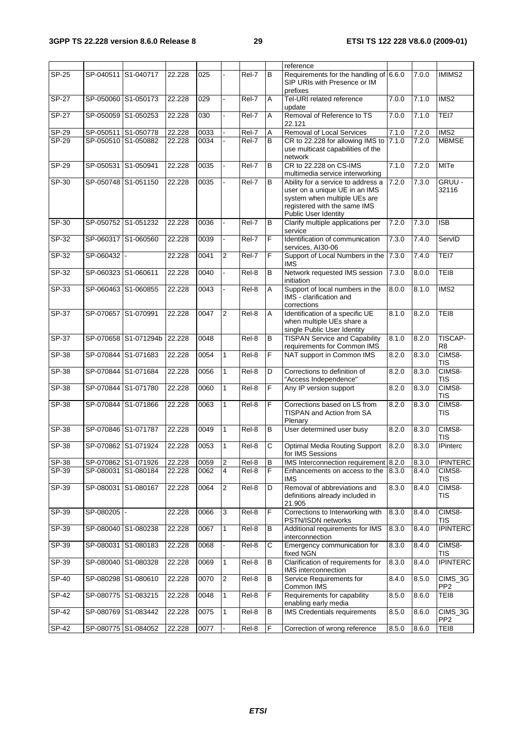| | | | | | | | | reference | | | |
|---|---|---|---|---|---|---|---|---|---|---|---|
| SP-25 | SP-040511 | S1-040717 | 22.228 | 025 | - | Rel-7 | B | Requirements for the handling of SIP URIs with Presence or IM prefixes | 6.6.0 | 7.0.0 | IMIMS2 |
| SP-27 | SP-050060 | S1-050173 | 22.228 | 029 | - | Rel-7 | A | Tel-URI related reference update | 7.0.0 | 7.1.0 | IMS2 |
| SP-27 | SP-050059 | S1-050253 | 22.228 | 030 | - | Rel-7 | A | Removal of Reference to TS 22.121 | 7.0.0 | 7.1.0 | TEI7 |
| SP-29 | SP-050511 | S1-050778 | 22.228 | 0033 | - | Rel-7 | A | Removal of Local Services | 7.1.0 | 7.2.0 | IMS2 |
| SP-29 | SP-050510 | S1-050882 | 22.228 | 0034 | - | Rel-7 | B | CR to 22.228 for allowing IMS to use multicast capabilities of the network | 7.1.0 | 7.2.0 | MBMSE |
| SP-29 | SP-050531 | S1-050941 | 22.228 | 0035 | - | Rel-7 | B | CR to 22.228 on CS-IMS multimedia service interworking | 7.1.0 | 7.2.0 | MITe |
| SP-30 | SP-050748 | S1-051150 | 22.228 | 0035 | - | Rel-7 | B | Ability for a service to address a user on a unique UE in an IMS system when multiple UEs are registered with the same IMS Public User Identity | 7.2.0 | 7.3.0 | GRUU - 32116 |
| SP-30 | SP-050752 | S1-051232 | 22.228 | 0036 | - | Rel-7 | B | Clarify multiple applications per service | 7.2.0 | 7.3.0 | ISB |
| SP-32 | SP-060317 | S1-060560 | 22.228 | 0039 | - | Rel-7 | F | Identification of communication services, AI30-06 | 7.3.0 | 7.4.0 | ServID |
| SP-32 | SP-060432 | - | 22.228 | 0041 | 2 | Rel-7 | F | Support of Local Numbers in the IMS | 7.3.0 | 7.4.0 | TEI7 |
| SP-32 | SP-060323 | S1-060611 | 22.228 | 0040 | - | Rel-8 | B | Network requested IMS session initiation | 7.3.0 | 8.0.0 | TEI8 |
| SP-33 | SP-060463 | S1-060855 | 22.228 | 0043 | - | Rel-8 | A | Support of local numbers in the IMS - clarification and corrections | 8.0.0 | 8.1.0 | IMS2 |
| SP-37 | SP-070657 | S1-070991 | 22.228 | 0047 | 2 | Rel-8 | A | Identification of a specific UE when multiple UEs share a single Public User Identity | 8.1.0 | 8.2.0 | TEI8 |
| SP-37 | SP-070658 | S1-071294b | 22.228 | 0048 | | Rel-8 | B | TISPAN Service and Capability requirements for Common IMS | 8.1.0 | 8.2.0 | TISCAP-R8 |
| SP-38 | SP-070844 | S1-071683 | 22.228 | 0054 | 1 | Rel-8 | F | NAT support in Common IMS | 8.2.0 | 8.3.0 | CIMS8-TIS |
| SP-38 | SP-070844 | S1-071684 | 22.228 | 0056 | 1 | Rel-8 | D | Corrections to definition of "Access Independence" | 8.2.0 | 8.3.0 | CIMS8-TIS |
| SP-38 | SP-070844 | S1-071780 | 22.228 | 0060 | 1 | Rel-8 | F | Any IP version support | 8.2.0 | 8.3.0 | CIMS8-TIS |
| SP-38 | SP-070844 | S1-071866 | 22.228 | 0063 | 1 | Rel-8 | F | Corrections based on LS from TISPAN and Action from SA Plenary | 8.2.0 | 8.3.0 | CIMS8-TIS |
| SP-38 | SP-070846 | S1-071787 | 22.228 | 0049 | 1 | Rel-8 | B | User determined user busy | 8.2.0 | 8.3.0 | CIMS8-TIS |
| SP-38 | SP-070862 | S1-071924 | 22.228 | 0053 | 1 | Rel-8 | C | Optimal Media Routing Support for IMS Sessions | 8.2.0 | 8.3.0 | IPinterc |
| SP-38 | SP-070862 | S1-071926 | 22.228 | 0059 | 2 | Rel-8 | B | IMS Interconnection requirement | 8.2.0 | 8.3.0 | IPINTERC |
| SP-39 | SP-080031 | S1-080184 | 22.228 | 0062 | 4 | Rel-8 | F | Enhancements on access to the IMS | 8.3.0 | 8.4.0 | CIMS8-TIS |
| SP-39 | SP-080031 | S1-080167 | 22.228 | 0064 | 2 | Rel-8 | D | Removal of abbreviations and definitions already included in 21.905 | 8.3.0 | 8.4.0 | CIMS8-TIS |
| SP-39 | SP-080205 | - | 22.228 | 0066 | 3 | Rel-8 | F | Corrections to Interworking with PSTN/ISDN networks | 8.3.0 | 8.4.0 | CIMS8-TIS |
| SP-39 | SP-080040 | S1-080238 | 22.228 | 0067 | 1 | Rel-8 | B | Additional requirements for IMS interconnection | 8.3.0 | 8.4.0 | IPINTERC |
| SP-39 | SP-080031 | S1-080183 | 22.228 | 0068 | - | Rel-8 | C | Emergency communication for fixed NGN | 8.3.0 | 8.4.0 | CIMS8-TIS |
| SP-39 | SP-080040 | S1-080328 | 22.228 | 0069 | 1 | Rel-8 | B | Clarification of requirements for IMS interconnection | 8.3.0 | 8.4.0 | IPINTERC |
| SP-40 | SP-080298 | S1-080610 | 22.228 | 0070 | 2 | Rel-8 | B | Service Requirements for Common IMS | 8.4.0 | 8.5.0 | CIMS_3GPP2 |
| SP-42 | SP-080775 | S1-083215 | 22.228 | 0048 | 1 | Rel-8 | F | Requirements for capability enabling early media | 8.5.0 | 8.6.0 | TEI8 |
| SP-42 | SP-080769 | S1-083442 | 22.228 | 0075 | 1 | Rel-8 | B | IMS Credentials requirements | 8.5.0 | 8.6.0 | CIMS_3GPP2 |
| SP-42 | SP-080775 | S1-084052 | 22.228 | 0077 | - | Rel-8 | F | Correction of wrong reference | 8.5.0 | 8.6.0 | TEI8 |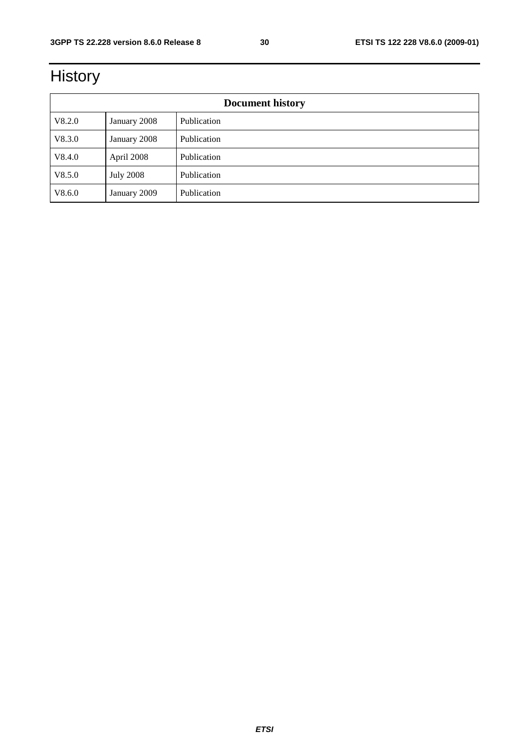# History

| Document history | | |
|---|---|---|
| V8.2.0 | January 2008 | Publication |
| V8.3.0 | January 2008 | Publication |
| V8.4.0 | April 2008 | Publication |
| V8.5.0 | July 2008 | Publication |
| V8.6.0 | January 2009 | Publication |